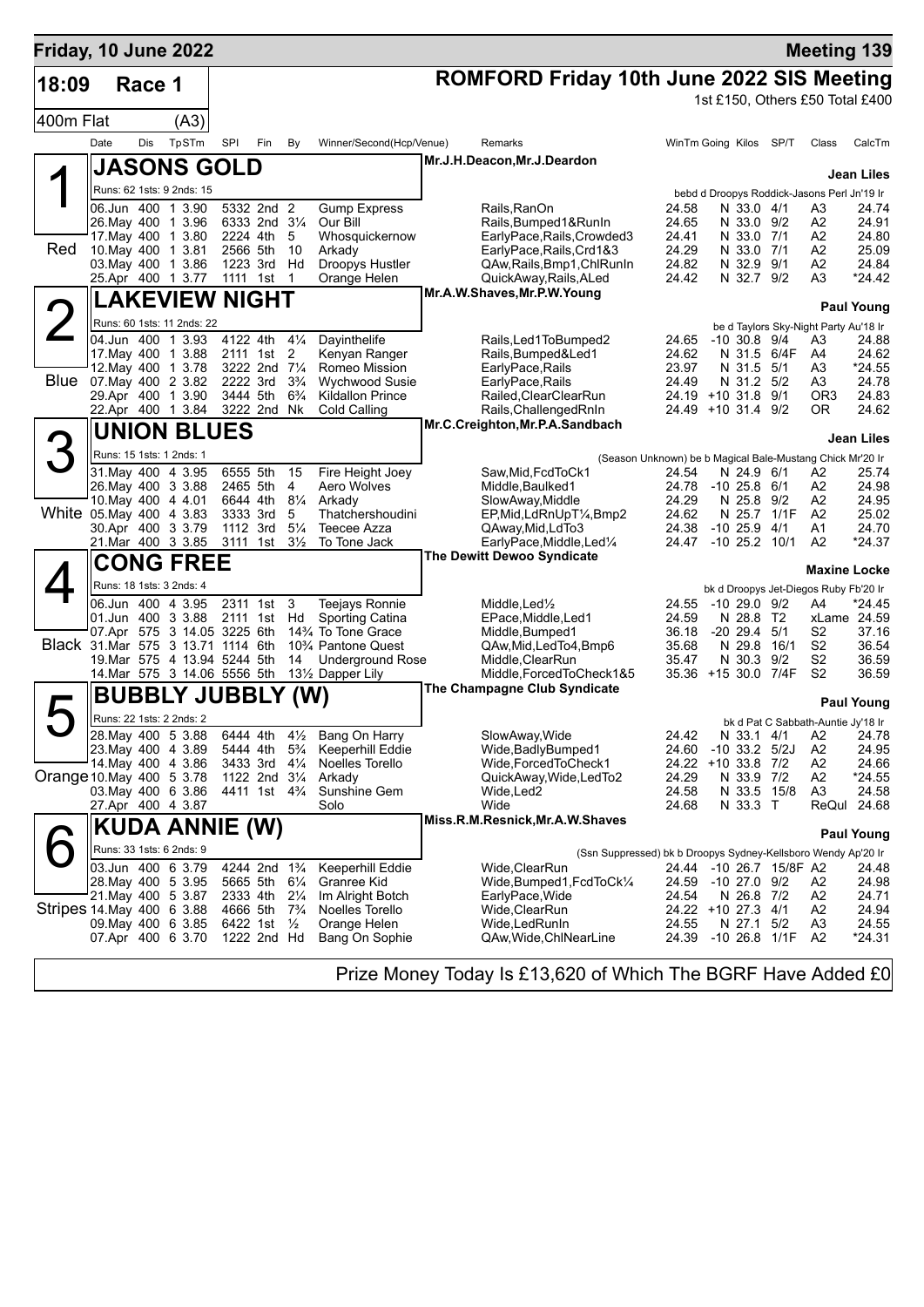**Friday, 10 June 2022** — **Meeting 139**

**18:09** Race 1 — **ROMFORD Friday 10th June 2022 SIS Meeting**

1st £150, Others £50 Total £400

400m Flat (A3)

| Date | Dis | TpSTm | SPI | Fin | By | Winner/Second(Hcp/Venue) | Remarks | WinTm | Going | Kilos | SP/T | Class | CalcTm |
|---|---|---|---|---|---|---|---|---|---|---|---|---|---|

## 1 JASONS GOLD (Red)

Mr.J.H.Deacon,Mr.J.Deardon — **Jean Liles**

Runs: 62 1sts: 9 2nds: 15 — bebd d Droopys Roddick-Jasons Perl Jn'19 Ir

| Date | Dis | TpSTm | SPI | Fin | By | Winner/Second(Hcp/Venue) | Remarks | WinTm | Going | Kilos | SP/T | Class | CalcTm |
|---|---|---|---|---|---|---|---|---|---|---|---|---|---|
| 06.Jun | 400 | 1 3.90 | 5332 | 2nd | 2 | Gump Express | Rails,RanOn | 24.58 | N | 33.0 | 4/1 | A3 | 24.74 |
| 26.May | 400 | 1 3.96 | 6333 | 2nd | 3¼ | Our Bill | Rails,Bumped1&RunIn | 24.65 | N | 33.0 | 9/2 | A2 | 24.91 |
| 17.May | 400 | 1 3.80 | 2224 | 4th | 5 | Whosquickernow | EarlyPace,Rails,Crowded3 | 24.41 | N | 33.0 | 7/1 | A2 | 24.80 |
| 10.May | 400 | 1 3.81 | 2566 | 5th | 10 | Arkady | EarlyPace,Rails,Crd1&3 | 24.29 | N | 33.0 | 7/1 | A2 | 25.09 |
| 03.May | 400 | 1 3.86 | 1223 | 3rd | Hd | Droopys Hustler | QAw,Rails,Bmp1,ChlRunIn | 24.82 | N | 32.9 | 9/1 | A2 | 24.84 |
| 25.Apr | 400 | 1 3.77 | 1111 | 1st | 1 | Orange Helen | QuickAway,Rails,ALed | 24.42 | N | 32.7 | 9/2 | A3 | *24.42 |

## 2 LAKEVIEW NIGHT (Blue)

Mr.A.W.Shaves,Mr.P.W.Young — **Paul Young**

Runs: 60 1sts: 11 2nds: 22 — be d Taylors Sky-Night Party Au'18 Ir

| Date | Dis | TpSTm | SPI | Fin | By | Winner/Second(Hcp/Venue) | Remarks | WinTm | Going | Kilos | SP/T | Class | CalcTm |
|---|---|---|---|---|---|---|---|---|---|---|---|---|---|
| 04.Jun | 400 | 1 3.93 | 4122 | 4th | 4¼ | Dayinthelife | Rails,Led1ToBumped2 | 24.65 | -10 | 30.8 | 9/4 | A3 | 24.88 |
| 17.May | 400 | 1 3.88 | 2111 | 1st | 2 | Kenyan Ranger | Rails,Bumped&Led1 | 24.62 | N | 31.5 | 6/4F | A4 | 24.62 |
| 12.May | 400 | 1 3.78 | 3222 | 2nd | 7¼ | Romeo Mission | EarlyPace,Rails | 23.97 | N | 31.5 | 5/1 | A3 | *24.55 |
| 07.May | 400 | 2 3.82 | 2222 | 3rd | 3¾ | Wychwood Susie | EarlyPace,Rails | 24.49 | N | 31.2 | 5/2 | A3 | 24.78 |
| 29.Apr | 400 | 1 3.90 | 3444 | 5th | 6¾ | Kildallon Prince | Railed,ClearClearRun | 24.19 | +10 | 31.8 | 9/1 | OR3 | 24.83 |
| 22.Apr | 400 | 1 3.84 | 3222 | 2nd | Nk | Cold Calling | Rails,ChallengedRnIn | 24.49 | +10 | 31.4 | 9/2 | OR | 24.62 |

## 3 UNION BLUES (White)

Mr.C.Creighton,Mr.P.A.Sandbach — **Jean Liles**

Runs: 15 1sts: 1 2nds: 1 — (Season Unknown) be b Magical Bale-Mustang Chick Mr'20 Ir

| Date | Dis | TpSTm | SPI | Fin | By | Winner/Second(Hcp/Venue) | Remarks | WinTm | Going | Kilos | SP/T | Class | CalcTm |
|---|---|---|---|---|---|---|---|---|---|---|---|---|---|
| 31.May | 400 | 4 3.95 | 6555 | 5th | 15 | Fire Height Joey | Saw,Mid,FcdToCk1 | 24.54 | N | 24.9 | 6/1 | A2 | 25.74 |
| 26.May | 400 | 3 3.88 | 2465 | 5th | 4 | Aero Wolves | Middle,Baulked1 | 24.78 | -10 | 25.8 | 6/1 | A2 | 24.98 |
| 10.May | 400 | 4 4.01 | 6644 | 4th | 8¼ | Arkady | SlowAway,Middle | 24.29 | N | 25.8 | 9/2 | A2 | 24.95 |
| 05.May | 400 | 4 3.83 | 3333 | 3rd | 5 | Thatchershoudini | EP,Mid,LdRnUpT¼,Bmp2 | 24.62 | N | 25.7 | 1/1F | A2 | 25.02 |
| 30.Apr | 400 | 3 3.79 | 1112 | 3rd | 5¼ | Teecee Azza | QAway,Mid,LdTo3 | 24.38 | -10 | 25.9 | 4/1 | A1 | 24.70 |
| 21.Mar | 400 | 3 3.85 | 3111 | 1st | 3½ | To Tone Jack | EarlyPace,Middle,Led¼ | 24.47 | -10 | 25.2 | 10/1 | A2 | *24.37 |

## 4 CONG FREE (Black)

The Dewitt Dewoo Syndicate — **Maxine Locke**

Runs: 18 1sts: 3 2nds: 4 — bk d Droopys Jet-Diegos Ruby Fb'20 Ir

| Date | Dis | TpSTm | SPI | Fin | By | Winner/Second(Hcp/Venue) | Remarks | WinTm | Going | Kilos | SP/T | Class | CalcTm |
|---|---|---|---|---|---|---|---|---|---|---|---|---|---|
| 06.Jun | 400 | 4 3.95 | 2311 | 1st | 3 | Teejays Ronnie | Middle,Led½ | 24.55 | -10 | 29.0 | 9/2 | A4 | *24.45 |
| 01.Jun | 400 | 3 3.88 | 2111 | 1st | Hd | Sporting Catina | EPace,Middle,Led1 | 24.59 | N | 28.8 | T2 | xLame | 24.59 |
| 07.Apr | 575 | 3 14.05 | 3225 | 6th | 14¾ | To Tone Grace | Middle,Bumped1 | 36.18 | -20 | 29.4 | 5/1 | S2 | 37.16 |
| 31.Mar | 575 | 3 13.71 | 1114 | 6th | 10¾ | Pantone Quest | QAw,Mid,LedTo4,Bmp6 | 35.68 | N | 29.8 | 16/1 | S2 | 36.54 |
| 19.Mar | 575 | 4 13.94 | 5244 | 5th | 14 | Underground Rose | Middle,ClearRun | 35.47 | N | 30.3 | 9/2 | S2 | 36.59 |
| 14.Mar | 575 | 3 14.06 | 5556 | 5th | 13½ | Dapper Lily | Middle,ForcedToCheck1&5 | 35.36 | +15 | 30.0 | 7/4F | S2 | 36.59 |

## 5 BUBBLY JUBBLY (W) (Orange)

The Champagne Club Syndicate — **Paul Young**

Runs: 22 1sts: 2 2nds: 2 — bk d Pat C Sabbath-Auntie Jy'18 Ir

| Date | Dis | TpSTm | SPI | Fin | By | Winner/Second(Hcp/Venue) | Remarks | WinTm | Going | Kilos | SP/T | Class | CalcTm |
|---|---|---|---|---|---|---|---|---|---|---|---|---|---|
| 28.May | 400 | 5 3.88 | 6444 | 4th | 4½ | Bang On Harry | SlowAway,Wide | 24.42 | N | 33.1 | 4/1 | A2 | 24.78 |
| 23.May | 400 | 4 3.89 | 5444 | 4th | 5¾ | Keeperhill Eddie | Wide,BadlyBumped1 | 24.60 | -10 | 33.2 | 5/2J | A2 | 24.95 |
| 14.May | 400 | 4 3.86 | 3433 | 3rd | 4¼ | Noelles Torello | Wide,ForcedToCheck1 | 24.22 | +10 | 33.8 | 7/2 | A2 | 24.66 |
| 10.May | 400 | 5 3.78 | 1122 | 2nd | 3¼ | Arkady | QuickAway,Wide,LedTo2 | 24.29 | N | 33.9 | 7/2 | A2 | *24.55 |
| 03.May | 400 | 6 3.86 | 4411 | 1st | 4¾ | Sunshine Gem | Wide,Led2 | 24.58 | N | 33.5 | 15/8 | A3 | 24.58 |
| 27.Apr | 400 | 4 3.87 | | | | Solo | Wide | 24.68 | N | 33.3 | T | ReQul | 24.68 |

## 6 KUDA ANNIE (W) (Stripes)

Miss.R.M.Resnick,Mr.A.W.Shaves — **Paul Young**

Runs: 33 1sts: 6 2nds: 9 — (Ssn Suppressed) bk b Droopys Sydney-Kellsboro Wendy Ap'20 Ir

| Date | Dis | TpSTm | SPI | Fin | By | Winner/Second(Hcp/Venue) | Remarks | WinTm | Going | Kilos | SP/T | Class | CalcTm |
|---|---|---|---|---|---|---|---|---|---|---|---|---|---|
| 03.Jun | 400 | 6 3.79 | 4244 | 2nd | 1¾ | Keeperhill Eddie | Wide,ClearRun | 24.44 | -10 | 26.7 | 15/8F | A2 | 24.48 |
| 28.May | 400 | 6 3.95 | 5665 | 5th | 6¼ | Granree Kid | Wide,Bumped1,FcdToCk¼ | 24.59 | -10 | 27.0 | 9/2 | A2 | 24.98 |
| 21.May | 400 | 5 3.87 | 2333 | 4th | 2¼ | Im Alright Botch | EarlyPace,Wide | 24.54 | N | 26.8 | 7/2 | A2 | 24.71 |
| 14.May | 400 | 6 3.88 | 4666 | 5th | 7¾ | Noelles Torello | Wide,ClearRun | 24.22 | +10 | 27.3 | 4/1 | A2 | 24.94 |
| 09.May | 400 | 6 3.85 | 6422 | 1st | ½ | Orange Helen | Wide,LedRunIn | 24.55 | N | 27.1 | 5/2 | A3 | 24.55 |
| 07.Apr | 400 | 6 3.70 | 1222 | 2nd | Hd | Bang On Sophie | QAw,Wide,ChlNearLine | 24.39 | -10 | 26.8 | 1/1F | A2 | *24.31 |

Prize Money Today Is £13,620 of Which The BGRF Have Added £0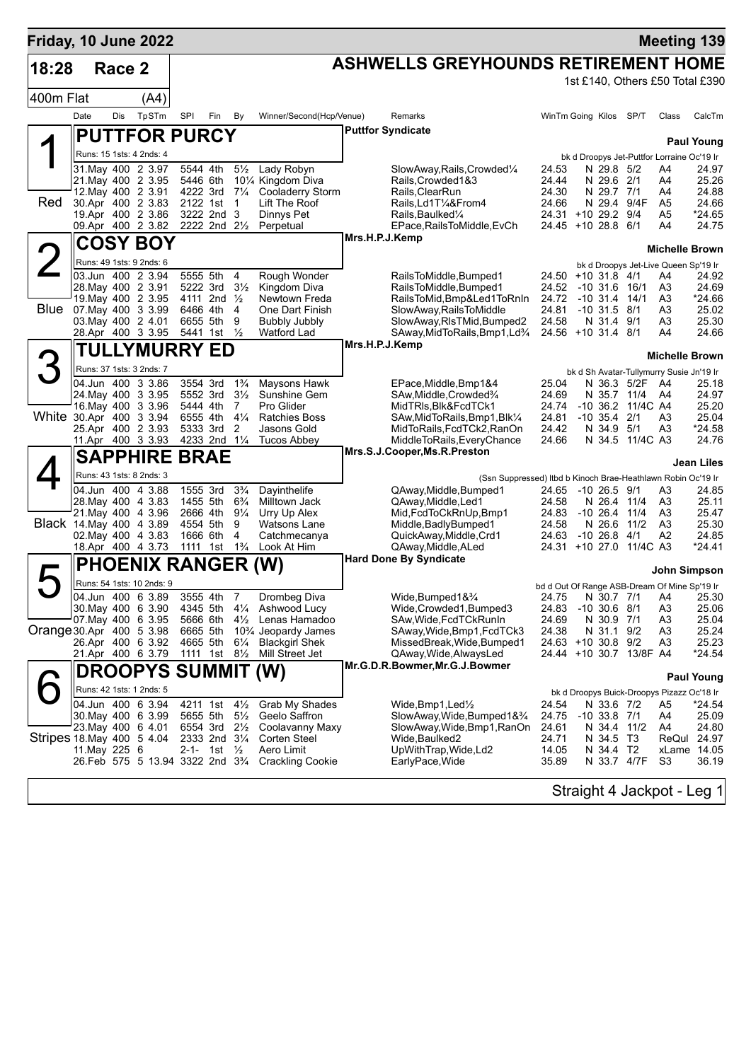**Friday, 10 June 2022** | **Meeting 139**

# 18:28 Race 2

## ASHWELLS GREYHOUNDS RETIREMENT HOME

1st £140, Others £50 Total £390

400m Flat (A4)

| Date | Dis | TpSTm | SPI | Fin | By | Winner/Second(Hcp/Venue) | Remarks | WinTm | Going | Kilos | SP/T | Class | CalcTm |
|---|---|---|---|---|---|---|---|---|---|---|---|---|---|

### 1 (Red) PUTTFOR PURCY
Puttfor Syndicate — Paul Young
Runs: 15 1sts: 4 2nds: 4 — bk d Droopys Jet-Puttfor Lorraine Oc'19 Ir

| Date | Dis | TpSTm | SPI | Fin | By | Winner/Second(Hcp/Venue) | Remarks | WinTm | Going | Kilos | SP/T | Class | CalcTm |
|---|---|---|---|---|---|---|---|---|---|---|---|---|---|
| 31.May | 400 | 2 3.97 | 5544 | 4th | 5½ | Lady Robyn | SlowAway,Rails,Crowded¼ | 24.53 | N | 29.8 | 5/2 | A4 | 24.97 |
| 21.May | 400 | 2 3.95 | 5446 | 6th | 10¼ | Kingdom Diva | Rails,Crowded1&3 | 24.44 | N | 29.6 | 2/1 | A4 | 25.26 |
| 12.May | 400 | 2 3.91 | 4222 | 3rd | 7¼ | Cooladerry Storm | Rails,ClearRun | 24.30 | N | 29.7 | 7/1 | A4 | 24.88 |
| 30.Apr | 400 | 2 3.83 | 2122 | 1st | 1 | Lift The Roof | Rails,Ld1T¼&From4 | 24.66 | N | 29.4 | 9/4F | A5 | 24.66 |
| 19.Apr | 400 | 2 3.86 | 3222 | 2nd | 3 | Dinnys Pet | Rails,Baulked¼ | 24.31 | +10 | 29.2 | 9/4 | A5 | *24.65 |
| 09.Apr | 400 | 2 3.82 | 2222 | 2nd | 2½ | Perpetual | EPace,RailsToMiddle,EvCh | 24.45 | +10 | 28.8 | 6/1 | A4 | 24.75 |

### 2 (Blue) COSY BOY
Mrs.H.P.J.Kemp — Michelle Brown
Runs: 49 1sts: 9 2nds: 6 — bk d Droopys Jet-Live Queen Sp'19 Ir

| Date | Dis | TpSTm | SPI | Fin | By | Winner/Second(Hcp/Venue) | Remarks | WinTm | Going | Kilos | SP/T | Class | CalcTm |
|---|---|---|---|---|---|---|---|---|---|---|---|---|---|
| 03.Jun | 400 | 2 3.94 | 5555 | 5th | 4 | Rough Wonder | RailsToMiddle,Bumped1 | 24.50 | +10 | 31.8 | 4/1 | A4 | 24.92 |
| 28.May | 400 | 2 3.91 | 5222 | 3rd | 3½ | Kingdom Diva | RailsToMiddle,Bumped1 | 24.52 | -10 | 31.6 | 16/1 | A3 | 24.69 |
| 19.May | 400 | 2 3.95 | 4111 | 2nd | ½ | Newtown Freda | RailsToMid,Bmp&Led1ToRnIn | 24.72 | -10 | 31.4 | 14/1 | A3 | *24.66 |
| 07.May | 400 | 3 3.99 | 6466 | 4th | 4 | One Dart Finish | SlowAway,RailsToMiddle | 24.81 | -10 | 31.5 | 8/1 | A3 | 25.02 |
| 03.May | 400 | 2 4.01 | 6655 | 5th | 9 | Bubbly Jubbly | SlowAway,RlsTMid,Bumped2 | 24.58 | N | 31.4 | 9/1 | A3 | 25.30 |
| 28.Apr | 400 | 3 3.95 | 5441 | 1st | ½ | Watford Lad | SAway,MidToRails,Bmp1,Ld¾ | 24.56 | +10 | 31.4 | 8/1 | A4 | 24.66 |

### 3 (White) TULLYMURRY ED
Mrs.H.P.J.Kemp — Michelle Brown
Runs: 37 1sts: 3 2nds: 7 — bk d Sh Avatar-Tullymurry Susie Jn'19 Ir

| Date | Dis | TpSTm | SPI | Fin | By | Winner/Second(Hcp/Venue) | Remarks | WinTm | Going | Kilos | SP/T | Class | CalcTm |
|---|---|---|---|---|---|---|---|---|---|---|---|---|---|
| 04.Jun | 400 | 3 3.86 | 3554 | 3rd | 1¾ | Maysons Hawk | EPace,Middle,Bmp1&4 | 25.04 | N | 36.3 | 5/2F | A4 | 25.18 |
| 24.May | 400 | 3 3.95 | 5552 | 3rd | 3½ | Sunshine Gem | SAw,Middle,Crowded¾ | 24.69 | N | 35.7 | 11/4 | A4 | 24.97 |
| 16.May | 400 | 3 3.96 | 5444 | 4th | 7 | Pro Glider | MidTRls,Blk&FcdTCk1 | 24.74 | -10 | 36.2 | 11/4C | A4 | 25.20 |
| 30.Apr | 400 | 3 3.94 | 6555 | 4th | 4¼ | Ratchies Boss | SAw,MidToRails,Bmp1,Blk¼ | 24.81 | -10 | 35.4 | 2/1 | A3 | 25.04 |
| 25.Apr | 400 | 2 3.93 | 5333 | 3rd | 2 | Jasons Gold | MidToRails,FcdTCk2,RanOn | 24.42 | N | 34.9 | 5/1 | A3 | *24.58 |
| 11.Apr | 400 | 3 3.93 | 4233 | 2nd | 1¼ | Tucos Abbey | MiddleToRails,EveryChance | 24.66 | N | 34.5 | 11/4C | A3 | 24.76 |

### 4 (Black) SAPPHIRE BRAE
Mrs.S.J.Cooper,Ms.R.Preston — Jean Liles
Runs: 43 1sts: 8 2nds: 3 — (Ssn Suppressed) ltbd k Kinoch Brae-Heathlawn Robin Oc'19 Ir

| Date | Dis | TpSTm | SPI | Fin | By | Winner/Second(Hcp/Venue) | Remarks | WinTm | Going | Kilos | SP/T | Class | CalcTm |
|---|---|---|---|---|---|---|---|---|---|---|---|---|---|
| 04.Jun | 400 | 4 3.88 | 1555 | 3rd | 3¾ | Dayinthelife | QAway,Middle,Bumped1 | 24.65 | -10 | 26.5 | 9/1 | A3 | 24.85 |
| 28.May | 400 | 4 3.83 | 1455 | 5th | 6¾ | Milltown Jack | QAway,Middle,Led1 | 24.58 | N | 26.4 | 11/4 | A3 | 25.11 |
| 21.May | 400 | 4 3.96 | 2666 | 4th | 9¼ | Urry Up Alex | Mid,FcdToCkRnUp,Bmp1 | 24.83 | -10 | 26.4 | 11/4 | A3 | 25.47 |
| 14.May | 400 | 4 3.89 | 4554 | 5th | 9 | Watsons Lane | Middle,BadlyBumped1 | 24.58 | N | 26.6 | 11/2 | A3 | 25.30 |
| 02.May | 400 | 4 3.83 | 1666 | 6th | 4 | Catchmecanya | QuickAway,Middle,Crd1 | 24.63 | -10 | 26.8 | 4/1 | A2 | 24.85 |
| 18.Apr | 400 | 4 3.73 | 1111 | 1st | 1¾ | Look At Him | QAway,Middle,ALed | 24.31 | +10 | 27.0 | 11/4C | A3 | *24.41 |

### 5 (Orange) PHOENIX RANGER (W)
Hard Done By Syndicate — John Simpson
Runs: 54 1sts: 10 2nds: 9 — bd d Out Of Range ASB-Dream Of Mine Sp'19 Ir

| Date | Dis | TpSTm | SPI | Fin | By | Winner/Second(Hcp/Venue) | Remarks | WinTm | Going | Kilos | SP/T | Class | CalcTm |
|---|---|---|---|---|---|---|---|---|---|---|---|---|---|
| 04.Jun | 400 | 6 3.89 | 3555 | 4th | 7 | Drombeg Diva | Wide,Bumped1&¾ | 24.75 | N | 30.7 | 7/1 | A4 | 25.30 |
| 30.May | 400 | 6 3.90 | 4345 | 5th | 4¼ | Ashwood Lucy | Wide,Crowded1,Bumped3 | 24.83 | -10 | 30.6 | 8/1 | A3 | 25.06 |
| 07.May | 400 | 6 3.95 | 5666 | 6th | 4½ | Lenas Hamadoo | SAw,Wide,FcdTCkRunIn | 24.69 | N | 30.9 | 7/1 | A3 | 25.04 |
| 30.Apr | 400 | 5 3.98 | 6665 | 5th | 10¾ | Jeopardy James | SAway,Wide,Bmp1,FcdTCk3 | 24.38 | N | 31.1 | 9/2 | A3 | 25.24 |
| 26.Apr | 400 | 6 3.92 | 4665 | 5th | 6¼ | Blackgirl Shek | MissedBreak,Wide,Bumped1 | 24.63 | +10 | 30.8 | 9/2 | A3 | 25.23 |
| 21.Apr | 400 | 6 3.79 | 1111 | 1st | 8½ | Mill Street Jet | QAway,Wide,AlwaysLed | 24.44 | +10 | 30.7 | 13/8F | A4 | *24.54 |

### 6 (Stripes) DROOPYS SUMMIT (W)
Mr.G.D.R.Bowmer,Mr.G.J.Bowmer — Paul Young
Runs: 42 1sts: 1 2nds: 5 — bk d Droopys Buick-Droopys Pizazz Oc'18 Ir

| Date | Dis | TpSTm | SPI | Fin | By | Winner/Second(Hcp/Venue) | Remarks | WinTm | Going | Kilos | SP/T | Class | CalcTm |
|---|---|---|---|---|---|---|---|---|---|---|---|---|---|
| 04.Jun | 400 | 6 3.94 | 4211 | 1st | 4½ | Grab My Shades | Wide,Bmp1,Led½ | 24.54 | N | 33.6 | 7/2 | A5 | *24.54 |
| 30.May | 400 | 6 3.99 | 5655 | 5th | 5½ | Geelo Saffron | SlowAway,Wide,Bumped1&¾ | 24.75 | -10 | 33.8 | 7/1 | A4 | 25.09 |
| 23.May | 400 | 6 4.01 | 6554 | 3rd | 2½ | Coolavanny Maxy | SlowAway,Wide,Bmp1,RanOn | 24.61 | N | 34.4 | 11/2 | A4 | 24.80 |
| 18.May | 400 | 5 4.04 | 2333 | 2nd | 3¼ | Corten Steel | Wide,Baulked2 | 24.71 | N | 34.5 | T3 | ReQul | 24.97 |
| 11.May | 225 | 6 | 2-1- | 1st | ½ | Aero Limit | UpWithTrap,Wide,Ld2 | 14.05 | N | 34.4 | T2 | xLame | 14.05 |
| 26.Feb | 575 | 5 13.94 | 3322 | 2nd | 3¾ | Crackling Cookie | EarlyPace,Wide | 35.89 | N | 33.7 | 4/7F | S3 | 36.19 |

Straight 4 Jackpot - Leg 1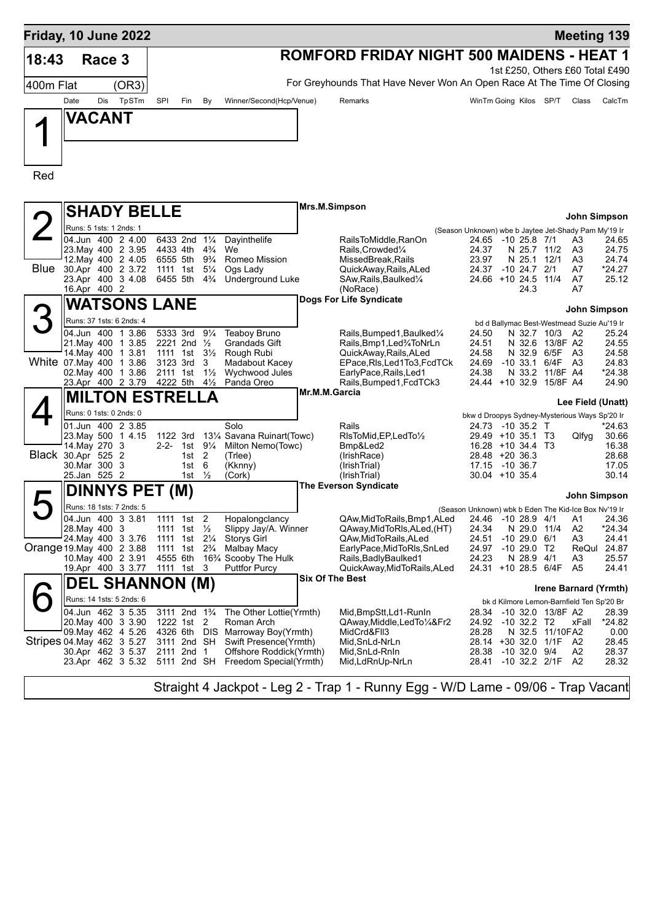**Friday, 10 June 2022** — **Meeting 139**

## 18:43 Race 3 — ROMFORD FRIDAY NIGHT 500 MAIDENS - HEAT 1

400m Flat (OR3) — 1st £250, Others £60 Total £490

For Greyhounds That Have Never Won An Open Race At The Time Of Closing

| Date | Dis | TpSTm | SPI | Fin | By | Winner/Second(Hcp/Venue) | Remarks | WinTm | Going | Kilos | SP/T | Class | CalcTm |
|---|---|---|---|---|---|---|---|---|---|---|---|---|---|

### 1 (Red) — VACANT

### 2 (Blue) — SHADY BELLE

Mrs.M.Simpson — John Simpson

Runs: 5 1sts: 1 2nds: 1 — (Season Unknown) wbe b Jaytee Jet-Shady Pam My'19 Ir

| Date | Dis | TpSTm | SPI | Fin | By | Winner/Second(Hcp/Venue) | Remarks | WinTm | Going | Kilos | SP/T | Class | CalcTm |
|---|---|---|---|---|---|---|---|---|---|---|---|---|---|
| 04.Jun | 400 | 2 4.00 | 6433 | 2nd | 1¼ | Dayinthelife | RailsToMiddle,RanOn | 24.65 | -10 | 25.8 | 7/1 | A3 | 24.65 |
| 23.May | 400 | 2 3.95 | 4433 | 4th | 4¾ | We | Rails,Crowded¼ | 24.37 | N | 25.7 | 11/2 | A3 | 24.75 |
| 12.May | 400 | 2 4.05 | 6555 | 5th | 9¾ | Romeo Mission | MissedBreak,Rails | 23.97 | N | 25.1 | 12/1 | A3 | 24.74 |
| 30.Apr | 400 | 2 3.72 | 1111 | 1st | 5¼ | Ogs Lady | QuickAway,Rails,ALed | 24.37 | -10 | 24.7 | 2/1 | A7 | *24.27 |
| 23.Apr | 400 | 3 4.08 | 6455 | 5th | 4¾ | Underground Luke | SAw,Rails,Baulked¼ | 24.66 | +10 | 24.5 | 11/4 | A7 | 25.12 |
| 16.Apr | 400 | 2 | | | | | (NoRace) | | | 24.3 | | A7 | |

### 3 (White) — WATSONS LANE

Dogs For Life Syndicate — John Simpson

Runs: 37 1sts: 6 2nds: 4 — bd d Ballymac Best-Westmead Suzie Au'19 Ir

| Date | Dis | TpSTm | SPI | Fin | By | Winner/Second(Hcp/Venue) | Remarks | WinTm | Going | Kilos | SP/T | Class | CalcTm |
|---|---|---|---|---|---|---|---|---|---|---|---|---|---|
| 04.Jun | 400 | 1 3.86 | 5333 | 3rd | 9¼ | Teaboy Bruno | Rails,Bumped1,Baulked¼ | 24.50 | N | 32.7 | 10/3 | A2 | 25.24 |
| 21.May | 400 | 1 3.85 | 2221 | 2nd | ½ | Grandads Gift | Rails,Bmp1,Led¾ToNrLn | 24.51 | N | 32.6 | 13/8F | A2 | 24.55 |
| 14.May | 400 | 1 3.81 | 1111 | 1st | 3½ | Rough Rubi | QuickAway,Rails,ALed | 24.58 | N | 32.9 | 6/5F | A3 | 24.58 |
| 07.May | 400 | 1 3.86 | 3123 | 3rd | 3 | Madabout Kacey | EPace,Rls,Led1To3,FcdTCk | 24.69 | -10 | 33.1 | 6/4F | A3 | 24.83 |
| 02.May | 400 | 1 3.86 | 2111 | 1st | 1½ | Wychwood Jules | EarlyPace,Rails,Led1 | 24.38 | N | 33.2 | 11/8F | A4 | *24.38 |
| 23.Apr | 400 | 2 3.79 | 4222 | 5th | 4½ | Panda Oreo | Rails,Bumped1,FcdTCk3 | 24.44 | +10 | 32.9 | 15/8F | A4 | 24.90 |

### 4 (Black) — MILTON ESTRELLA

Mr.M.Garcia — Lee Field (Unatt)

Runs: 0 1sts: 0 2nds: 0 — bkw d Droopys Sydney-Mysterious Ways Sp'20 Ir

| Date | Dis | TpSTm | SPI | Fin | By | Winner/Second(Hcp/Venue) | Remarks | WinTm | Going | Kilos | SP/T | Class | CalcTm |
|---|---|---|---|---|---|---|---|---|---|---|---|---|---|
| 01.Jun | 400 | 2 3.85 | | 3rd | | Solo | Rails | 24.73 | -10 | 35.2 | T | | *24.63 |
| 23.May | 500 | 1 4.15 | 1122 | 3rd | 13¼ | Savana Ruinart(Towc) | RlsToMid,EP,LedTo½ | 29.49 | +10 | 35.1 | T3 | Qlfyg | 30.66 |
| 14.May | 270 | 3 | 2-2- | 1st | 9¼ | Milton Nemo(Towc) | Bmp&Led2 | 16.28 | +10 | 34.4 | T3 | | 16.38 |
| 30.Apr | 525 | 2 | | 1st | 2 | (Trlee) | (IrishRace) | 28.48 | +20 | 36.3 | | | 28.68 |
| 30.Mar | 300 | 3 | | 1st | 6 | (Kknny) | (IrishTrial) | 17.15 | -10 | 36.7 | | | 17.05 |
| 25.Jan | 525 | 2 | | 1st | ½ | (Cork) | (IrishTrial) | 30.04 | +10 | 35.4 | | | 30.14 |

### 5 (Orange) — DINNYS PET (M)

The Everson Syndicate — John Simpson

Runs: 18 1sts: 7 2nds: 5 — (Season Unknown) wbk b Eden The Kid-Ice Box Nv'19 Ir

| Date | Dis | TpSTm | SPI | Fin | By | Winner/Second(Hcp/Venue) | Remarks | WinTm | Going | Kilos | SP/T | Class | CalcTm |
|---|---|---|---|---|---|---|---|---|---|---|---|---|---|
| 04.Jun | 400 | 3 3.81 | 1111 | 1st | 2 | Hopalongclancy | QAw,MidToRails,Bmp1,ALed | 24.46 | -10 | 28.9 | 4/1 | A1 | 24.36 |
| 28.May | 400 | 3 | 1111 | 1st | ½ | Slippy Jay/A. Winner | QAway,MidToRls,ALed,(HT) | 24.34 | N | 29.0 | 11/4 | A2 | *24.34 |
| 24.May | 400 | 3 3.76 | 1111 | 1st | 2¼ | Storys Girl | QAw,MidToRails,ALed | 24.51 | -10 | 29.0 | 6/1 | A3 | 24.41 |
| 19.May | 400 | 2 3.88 | 1111 | 1st | 2¾ | Malbay Macy | EarlyPace,MidToRls,SnLed | 24.97 | -10 | 29.0 | T2 | ReQul | 24.87 |
| 10.May | 400 | 2 3.91 | 4555 | 6th | 16¾ | Scooby The Hulk | Rails,BadlyBaulked1 | 24.23 | N | 28.9 | 4/1 | A3 | 25.57 |
| 19.Apr | 400 | 3 3.77 | 1111 | 1st | 3 | Puttfor Purcy | QuickAway,MidToRails,ALed | 24.31 | +10 | 28.5 | 6/4F | A5 | 24.41 |

### 6 (Stripes) — DEL SHANNON (M)

Six Of The Best — Irene Barnard (Yrmth)

Runs: 14 1sts: 5 2nds: 6 — bk d Kilmore Lemon-Barnfield Ten Sp'20 Br

| Date | Dis | TpSTm | SPI | Fin | By | Winner/Second(Hcp/Venue) | Remarks | WinTm | Going | Kilos | SP/T | Class | CalcTm |
|---|---|---|---|---|---|---|---|---|---|---|---|---|---|
| 04.Jun | 462 | 3 5.35 | 3111 | 2nd | 1¾ | The Other Lottie(Yrmth) | Mid,BmpStt,Ld1-RunIn | 28.34 | -10 | 32.0 | 13/8F | A2 | 28.39 |
| 20.May | 400 | 3 3.90 | 1222 | 1st | 2 | Roman Arch | QAway,Middle,LedTo¼&Fr2 | 24.92 | -10 | 32.2 | T2 | xFall | *24.82 |
| 09.May | 462 | 4 5.26 | 4326 | 6th | DIS | Marroway Boy(Yrmth) | MidCrd&Fll3 | 28.28 | N | 32.5 | 11/10F | A2 | 0.00 |
| 04.May | 462 | 3 5.27 | 3111 | 2nd | SH | Swift Presence(Yrmth) | Mid,SnLd-NrLn | 28.14 | +30 | 32.0 | 1/1F | A2 | 28.45 |
| 30.Apr | 462 | 3 5.37 | 2111 | 2nd | 1 | Offshore Roddick(Yrmth) | Mid,SnLd-RnIn | 28.38 | -10 | 32.0 | 9/4 | A2 | 28.37 |
| 23.Apr | 462 | 3 5.32 | 5111 | 2nd | SH | Freedom Special(Yrmth) | Mid,LdRnUp-NrLn | 28.41 | -10 | 32.2 | 2/1F | A2 | 28.32 |

Straight 4 Jackpot - Leg 2 - Trap 1 - Runny Egg - W/D Lame - 09/06 - Trap Vacant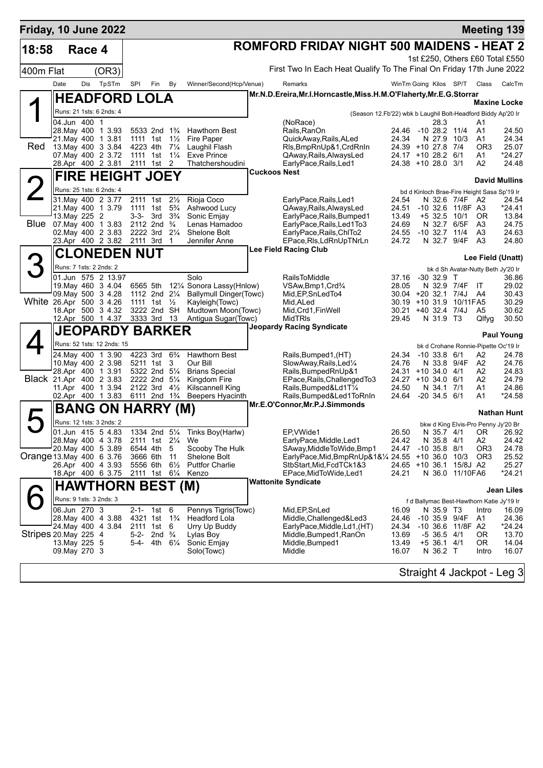**Friday, 10 June 2022** — **Meeting 139**

**18:58 Race 4** — **ROMFORD FRIDAY NIGHT 500 MAIDENS - HEAT 2**

1st £250, Others £60 Total £550

**400m Flat (OR3)** — First Two In Each Heat Qualify To The Final On Friday 17th June 2022

| Date | Dis | TpSTm | SPI | Fin | By | Winner/Second(Hcp/Venue) | Remarks | WinTm | Going | Kilos | SP/T | Class | CalcTm |
|---|---|---|---|---|---|---|---|---|---|---|---|---|---|

## 1 (Red) HEADFORD LOLA

Mr.N.D.Ereira,Mr.I.Horncastle,Miss.H.M.O'Flaherty,Mr.E.G.Storrar — **Maxine Locke**

Runs: 21 1sts: 6 2nds: 4 — (Season 12.Fb'22) wbk b Laughil Bolt-Headford Biddy Ap'20 Ir

| Date | Dis | TpSTm | SPI | Fin | By | Winner/Second(Hcp/Venue) | Remarks | WinTm | Going | Kilos | SP/T | Class | CalcTm |
|---|---|---|---|---|---|---|---|---|---|---|---|---|---|
| 04.Jun | 400 | 1 | | | | | (NoRace) | | | 28.3 | | A1 | |
| 28.May | 400 | 1 3.93 | 5533 | 2nd | 1¾ | Hawthorn Best | Rails,RanOn | 24.46 | -10 | 28.2 | 11/4 | A1 | 24.50 |
| 21.May | 400 | 1 3.81 | 1111 | 1st | 1½ | Fire Paper | QuickAway,Rails,ALed | 24.34 | N | 27.9 | 10/3 | A1 | 24.34 |
| 13.May | 400 | 3 3.84 | 4223 | 4th | 7¼ | Laughil Flash | Rls,BmpRnUp&1,CrdRnIn | 24.39 | +10 | 27.8 | 7/4 | OR3 | 25.07 |
| 07.May | 400 | 2 3.72 | 1111 | 1st | 1¼ | Exve Prince | QAway,Rails,AlwaysLed | 24.17 | +10 | 28.2 | 6/1 | A1 | *24.27 |
| 28.Apr | 400 | 2 3.81 | 2111 | 1st | 2 | Thatchershoudini | EarlyPace,Rails,Led1 | 24.38 | +10 | 28.0 | 3/1 | A2 | 24.48 |

## 2 (Blue) FIRE HEIGHT JOEY

Cuckoos Nest — **David Mullins**

Runs: 25 1sts: 6 2nds: 4 — bd d Kinloch Brae-Fire Height Sasa Sp'19 Ir

| Date | Dis | TpSTm | SPI | Fin | By | Winner/Second(Hcp/Venue) | Remarks | WinTm | Going | Kilos | SP/T | Class | CalcTm |
|---|---|---|---|---|---|---|---|---|---|---|---|---|---|
| 31.May | 400 | 2 3.77 | 2111 | 1st | 2½ | Rioja Coco | EarlyPace,Rails,Led1 | 24.54 | N | 32.6 | 7/4F | A2 | 24.54 |
| 21.May | 400 | 1 3.79 | 1111 | 1st | 5¾ | Ashwood Lucy | QAway,Rails,AlwaysLed | 24.51 | -10 | 32.6 | 11/8F | A3 | *24.41 |
| 13.May | 225 | 2 | 3-3- | 3rd | 3¾ | Sonic Emjay | EarlyPace,Rails,Bumped1 | 13.49 | +5 | 32.5 | 10/1 | OR | 13.84 |
| 07.May | 400 | 1 3.83 | 2112 | 2nd | ¾ | Lenas Hamadoo | EarlyPace,Rails,Led1To3 | 24.69 | N | 32.7 | 6/5F | A3 | 24.75 |
| 02.May | 400 | 2 3.83 | 2222 | 3rd | 2¼ | Shelone Bolt | EarlyPace,Rails,ChlTo2 | 24.55 | -10 | 32.7 | 11/4 | A3 | 24.63 |
| 23.Apr | 400 | 2 3.82 | 2111 | 3rd | 1 | Jennifer Anne | EPace,Rls,LdRnUpTNrLn | 24.72 | N | 32.7 | 9/4F | A3 | 24.80 |

## 3 (White) CLONEDEN NUT

Lee Field Racing Club — **Lee Field (Unatt)**

Runs: 7 1sts: 2 2nds: 2 — bk d Sh Avatar-Nutty Beth Jy'20 Ir

| Date | Dis | TpSTm | SPI | Fin | By | Winner/Second(Hcp/Venue) | Remarks | WinTm | Going | Kilos | SP/T | Class | CalcTm |
|---|---|---|---|---|---|---|---|---|---|---|---|---|---|
| 01.Jun | 575 | 2 13.97 | | | | Solo | RailsToMiddle | 37.16 | -30 | 32.9 | T | | 36.86 |
| 19.May | 460 | 3 4.04 | 6565 | 5th | 12¼ | Sonora Lassy(Hnlow) | VSAw,Bmp1,Crd¾ | 28.05 | N | 32.9 | 7/4F | IT | 29.02 |
| 09.May | 500 | 3 4.28 | 1112 | 2nd | 2¼ | Ballymull Dinger(Towc) | Mid,EP,SnLedTo4 | 30.04 | +20 | 32.1 | 7/4J | A4 | 30.43 |
| 26.Apr | 500 | 3 4.26 | 1111 | 1st | ½ | Kayleigh(Towc) | Mid,ALed | 30.19 | +10 | 31.9 | 10/11F | A5 | 30.29 |
| 18.Apr | 500 | 3 4.32 | 3222 | 2nd | SH | Mudtown Moon(Towc) | Mid,Crd1,FinWell | 30.21 | +40 | 32.4 | 7/4J | A5 | 30.62 |
| 12.Apr | 500 | 1 4.37 | 3333 | 3rd | 13 | Antigua Sugar(Towc) | MidTRls | 29.45 | N | 31.9 | T3 | Qlfyg | 30.50 |

## 4 (Black) JEOPARDY BARKER

Jeopardy Racing Syndicate — **Paul Young**

Runs: 52 1sts: 12 2nds: 15 — bk d Crohane Ronnie-Pipette Oc'19 Ir

| Date | Dis | TpSTm | SPI | Fin | By | Winner/Second(Hcp/Venue) | Remarks | WinTm | Going | Kilos | SP/T | Class | CalcTm |
|---|---|---|---|---|---|---|---|---|---|---|---|---|---|
| 24.May | 400 | 1 3.90 | 4223 | 3rd | 6¾ | Hawthorn Best | Rails,Bumped1,(HT) | 24.34 | -10 | 33.8 | 6/1 | A2 | 24.78 |
| 10.May | 400 | 2 3.98 | 5211 | 1st | 3 | Our Bill | SlowAway,Rails,Led¼ | 24.76 | N | 33.8 | 9/4F | A2 | 24.76 |
| 28.Apr | 400 | 1 3.91 | 5322 | 2nd | 5¼ | Brians Special | Rails,BumpedRnUp&1 | 24.31 | +10 | 34.0 | 4/1 | A2 | 24.83 |
| 21.Apr | 400 | 2 3.83 | 2222 | 2nd | 5¼ | Kingdom Fire | EPace,Rails,ChallengedTo3 | 24.27 | +10 | 34.0 | 6/1 | A2 | 24.79 |
| 11.Apr | 400 | 1 3.94 | 2122 | 3rd | 4½ | Kilscannell King | Rails,Bumped&Ld1T¼ | 24.50 | N | 34.1 | 7/1 | A1 | 24.86 |
| 02.Apr | 400 | 1 3.83 | 6111 | 2nd | 1¾ | Beepers Hyacinth | Rails,Bumped&Led1ToRnIn | 24.64 | -20 | 34.5 | 6/1 | A1 | *24.58 |

## 5 (Orange) BANG ON HARRY (M)

Mr.E.O'Connor,Mr.P.J.Simmonds — **Nathan Hunt**

Runs: 12 1sts: 3 2nds: 2 — bkw d King Elvis-Pro Penny Jy'20 Br

| Date | Dis | TpSTm | SPI | Fin | By | Winner/Second(Hcp/Venue) | Remarks | WinTm | Going | Kilos | SP/T | Class | CalcTm |
|---|---|---|---|---|---|---|---|---|---|---|---|---|---|
| 01.Jun | 415 | 5 4.83 | 1334 | 2nd | 5¼ | Tinks Boy(Harlw) | EP,VWide1 | 26.50 | N | 35.7 | 4/1 | OR | 26.92 |
| 28.May | 400 | 4 3.78 | 2111 | 1st | 2¼ | We | EarlyPace,Middle,Led1 | 24.42 | N | 35.8 | 4/1 | A2 | 24.42 |
| 20.May | 400 | 5 3.89 | 6544 | 4th | 5 | Scooby The Hulk | SAway,MiddleToWide,Bmp1 | 24.47 | -10 | 35.8 | 8/1 | OR3 | 24.78 |
| 13.May | 400 | 6 3.76 | 3666 | 6th | 11 | Shelone Bolt | EarlyPace,Mid,BmpRnUp&1&¼ | 24.55 | +10 | 36.0 | 10/3 | OR3 | 25.52 |
| 26.Apr | 400 | 4 3.93 | 5556 | 6th | 6½ | Puttfor Charlie | StbStart,Mid,FcdTCk1&3 | 24.65 | +10 | 36.1 | 15/8J | A2 | 25.27 |
| 18.Apr | 400 | 6 3.75 | 2111 | 1st | 6¼ | Kenzo | EPace,MidToWide,Led1 | 24.21 | N | 36.0 | 11/10F | A6 | *24.21 |

## 6 (Stripes) HAWTHORN BEST (M)

Wattonite Syndicate — **Jean Liles**

Runs: 9 1sts: 3 2nds: 3 — f d Ballymac Best-Hawthorn Katie Jy'19 Ir

| Date | Dis | TpSTm | SPI | Fin | By | Winner/Second(Hcp/Venue) | Remarks | WinTm | Going | Kilos | SP/T | Class | CalcTm |
|---|---|---|---|---|---|---|---|---|---|---|---|---|---|
| 06.Jun | 270 | 3 | 2-1- | 1st | 6 | Pennys Tigris(Towc) | Mid,EP,SnLed | 16.09 | N | 35.9 | T3 | Intro | 16.09 |
| 28.May | 400 | 4 3.88 | 4321 | 1st | 1¾ | Headford Lola | Middle,Challenged&Led3 | 24.46 | -10 | 35.9 | 9/4F | A1 | 24.36 |
| 24.May | 400 | 4 3.84 | 2111 | 1st | 6 | Urry Up Buddy | EarlyPace,Middle,Ld1,(HT) | 24.34 | -10 | 36.6 | 11/8F | A2 | *24.24 |
| 20.May | 225 | 4 | 5-2- | 2nd | ¾ | Lylas Boy | Middle,Bumped1,RanOn | 13.69 | -5 | 36.5 | 4/1 | OR | 13.70 |
| 13.May | 225 | 5 | 5-4- | 4th | 6¼ | Sonic Emjay | Middle,Bumped1 | 13.49 | +5 | 36.1 | 4/1 | OR | 14.04 |
| 09.May | 270 | 3 | | | | Solo(Towc) | Middle | 16.07 | N | 36.2 | T | Intro | 16.07 |

Straight 4 Jackpot - Leg 3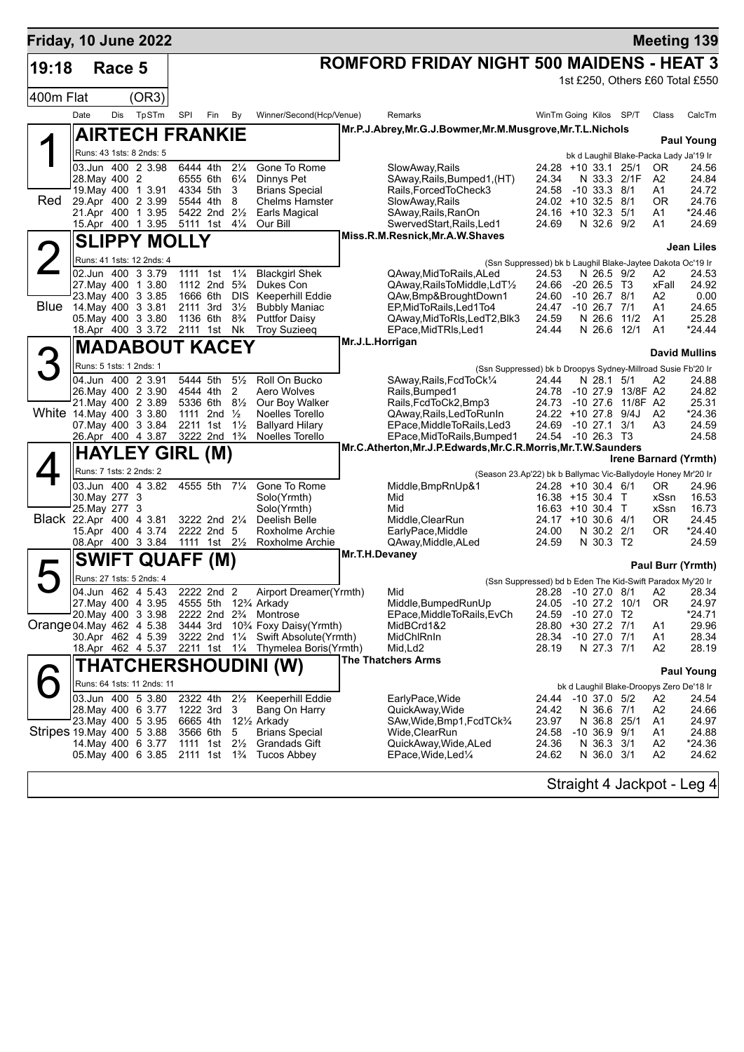**Friday, 10 June 2022** — **Meeting 139**

**19:18 Race 5** — **ROMFORD FRIDAY NIGHT 500 MAIDENS - HEAT 3**

1st £250, Others £60 Total £550

400m Flat (OR3)

| Date | Dis | TpSTm | SPI | Fin | By | Winner/Second(Hcp/Venue) | Remarks | WinTm | Going | Kilos | SP/T | Class | CalcTm |
|---|---|---|---|---|---|---|---|---|---|---|---|---|---|

## 1 (Red) AIRTECH FRANKIE — Paul Young

Mr.P.J.Abrey,Mr.G.J.Bowmer,Mr.M.Musgrove,Mr.T.L.Nichols

Runs: 43 1sts: 8 2nds: 5 — bk d Laughil Blake-Packa Lady Ja'19 Ir

| Date | Dis | TpSTm | SPI | Fin | By | Winner/Second(Hcp/Venue) | Remarks | WinTm | Going | Kilos | SP/T | Class | CalcTm |
|---|---|---|---|---|---|---|---|---|---|---|---|---|---|
| 03.Jun | 400 | 2 3.98 | 6444 | 4th | 2¼ | Gone To Rome | SlowAway,Rails | 24.28 | +10 | 33.1 | 25/1 | OR | 24.56 |
| 28.May | 400 | 2 | 6555 | 6th | 6¼ | Dinnys Pet | SAway,Rails,Bumped1,(HT) | 24.34 | N | 33.3 | 2/1F | A2 | 24.84 |
| 19.May | 400 | 1 3.91 | 4334 | 5th | 3 | Brians Special | Rails,ForcedToCheck3 | 24.58 | -10 | 33.3 | 8/1 | A1 | 24.72 |
| 29.Apr | 400 | 2 3.99 | 5544 | 4th | 8 | Chelms Hamster | SlowAway,Rails | 24.02 | +10 | 32.5 | 8/1 | OR | 24.76 |
| 21.Apr | 400 | 1 3.95 | 5422 | 2nd | 2½ | Earls Magical | SAway,Rails,RanOn | 24.16 | +10 | 32.3 | 5/1 | A1 | *24.46 |
| 15.Apr | 400 | 1 3.95 | 5111 | 1st | 4¼ | Our Bill | SwervedStart,Rails,Led1 | 24.69 | N | 32.6 | 9/2 | A1 | 24.69 |

## 2 (Blue) SLIPPY MOLLY — Jean Liles

Miss.R.M.Resnick,Mr.A.W.Shaves

Runs: 41 1sts: 12 2nds: 4 — (Ssn Suppressed) bk b Laughil Blake-Jaytee Dakota Oc'19 Ir

| Date | Dis | TpSTm | SPI | Fin | By | Winner/Second(Hcp/Venue) | Remarks | WinTm | Going | Kilos | SP/T | Class | CalcTm |
|---|---|---|---|---|---|---|---|---|---|---|---|---|---|
| 02.Jun | 400 | 3 3.79 | 1111 | 1st | 1¼ | Blackgirl Shek | QAway,MidToRails,ALed | 24.53 | N | 26.5 | 9/2 | A2 | 24.53 |
| 27.May | 400 | 1 3.80 | 1112 | 2nd | 5¾ | Dukes Con | QAway,RailsToMiddle,LdT½ | 24.66 | -20 | 26.5 | T3 | xFall | 24.92 |
| 23.May | 400 | 3 3.85 | 1666 | 6th | DIS | Keeperhill Eddie | QAw,Bmp&BroughtDown1 | 24.60 | -10 | 26.7 | 8/1 | A2 | 0.00 |
| 14.May | 400 | 3 3.81 | 2111 | 3rd | 3½ | Bubbly Maniac | EP,MidToRails,Led1To4 | 24.47 | -10 | 26.7 | 7/1 | A1 | 24.65 |
| 05.May | 400 | 3 3.80 | 1136 | 6th | 8¾ | Puttfor Daisy | QAway,MidToRls,LedT2,Blk3 | 24.59 | N | 26.6 | 11/2 | A1 | 25.28 |
| 18.Apr | 400 | 3 3.72 | 2111 | 1st | Nk | Troy Suzieeq | EPace,MidTRls,Led1 | 24.44 | N | 26.6 | 12/1 | A1 | *24.44 |

## 3 (White) MADABOUT KACEY — David Mullins

Mr.J.L.Horrigan

Runs: 5 1sts: 1 2nds: 1 — (Ssn Suppressed) bk b Droopys Sydney-Millroad Susie Fb'20 Ir

| Date | Dis | TpSTm | SPI | Fin | By | Winner/Second(Hcp/Venue) | Remarks | WinTm | Going | Kilos | SP/T | Class | CalcTm |
|---|---|---|---|---|---|---|---|---|---|---|---|---|---|
| 04.Jun | 400 | 2 3.91 | 5444 | 5th | 5½ | Roll On Bucko | SAway,Rails,FcdToCk¼ | 24.44 | N | 28.1 | 5/1 | A2 | 24.88 |
| 26.May | 400 | 2 3.90 | 4544 | 4th | 2 | Aero Wolves | Rails,Bumped1 | 24.78 | -10 | 27.9 | 13/8F | A2 | 24.82 |
| 21.May | 400 | 2 3.89 | 5336 | 6th | 8½ | Our Boy Walker | Rails,FcdToCk2,Bmp3 | 24.73 | -10 | 27.6 | 11/8F | A2 | 25.31 |
| 14.May | 400 | 3 3.80 | 1111 | 2nd | ½ | Noelles Torello | QAway,Rails,LedToRunIn | 24.22 | +10 | 27.8 | 9/4J | A2 | *24.36 |
| 07.May | 400 | 3 3.84 | 2211 | 1st | 1½ | Ballyard Hilary | EPace,MiddleToRails,Led3 | 24.69 | -10 | 27.1 | 3/1 | A3 | 24.59 |
| 26.Apr | 400 | 4 3.87 | 3222 | 2nd | 1¾ | Noelles Torello | EPace,MidToRails,Bumped1 | 24.54 | -10 | 26.3 | T3 | | 24.58 |

## 4 (Black) HAYLEY GIRL (M) — Irene Barnard (Yrmth)

Mr.C.Atherton,Mr.J.P.Edwards,Mr.C.R.Morris,Mr.T.W.Saunders

Runs: 7 1sts: 2 2nds: 2 — (Season 23.Ap'22) bk b Ballymac Vic-Ballydoyle Honey Mr'20 Ir

| Date | Dis | TpSTm | SPI | Fin | By | Winner/Second(Hcp/Venue) | Remarks | WinTm | Going | Kilos | SP/T | Class | CalcTm |
|---|---|---|---|---|---|---|---|---|---|---|---|---|---|
| 03.Jun | 400 | 4 3.82 | 4555 | 5th | 7¼ | Gone To Rome | Middle,BmpRnUp&1 | 24.28 | +10 | 30.4 | 6/1 | OR | 24.96 |
| 30.May | 277 | 3 | | | | Solo(Yrmth) | Mid | 16.38 | +15 | 30.4 | T | xSsn | 16.53 |
| 25.May | 277 | 3 | | | | Solo(Yrmth) | Mid | 16.63 | +10 | 30.4 | T | xSsn | 16.73 |
| 22.Apr | 400 | 4 3.81 | 3222 | 2nd | 2¼ | Deelish Belle | Middle,ClearRun | 24.17 | +10 | 30.6 | 4/1 | OR | 24.45 |
| 15.Apr | 400 | 4 3.74 | 2222 | 2nd | 5 | Roxholme Archie | EarlyPace,Middle | 24.00 | N | 30.2 | 2/1 | OR | *24.40 |
| 08.Apr | 400 | 3 3.84 | 1111 | 1st | 2½ | Roxholme Archie | QAway,Middle,ALed | 24.59 | N | 30.3 | T2 | | 24.59 |

## 5 (Orange) SWIFT QUAFF (M) — Paul Burr (Yrmth)

Mr.T.H.Devaney

Runs: 27 1sts: 5 2nds: 4 — (Ssn Suppressed) bd b Eden The Kid-Swift Paradox My'20 Ir

| Date | Dis | TpSTm | SPI | Fin | By | Winner/Second(Hcp/Venue) | Remarks | WinTm | Going | Kilos | SP/T | Class | CalcTm |
|---|---|---|---|---|---|---|---|---|---|---|---|---|---|
| 04.Jun | 462 | 4 5.43 | 2222 | 2nd | 2 | Airport Dreamer(Yrmth) | Mid | 28.28 | -10 | 27.0 | 8/1 | A2 | 28.34 |
| 27.May | 400 | 4 3.95 | 4555 | 5th | 12¾ | Arkady | Middle,BumpedRunUp | 24.05 | -10 | 27.2 | 10/1 | OR | 24.97 |
| 20.May | 400 | 3 3.98 | 2222 | 2nd | 2¾ | Montrose | EPace,MiddleToRails,EvCh | 24.59 | -10 | 27.0 | T2 | | *24.71 |
| 04.May | 462 | 4 5.38 | 3444 | 3rd | 10¾ | Foxy Daisy(Yrmth) | MidBCrd1&2 | 28.80 | +30 | 27.2 | 7/1 | A1 | 29.96 |
| 30.Apr | 462 | 4 5.39 | 3222 | 2nd | 1¼ | Swift Absolute(Yrmth) | MidChlRnIn | 28.34 | -10 | 27.0 | 7/1 | A1 | 28.34 |
| 18.Apr | 462 | 4 5.37 | 2211 | 1st | 1¼ | Thymelea Boris(Yrmth) | Mid,Ld2 | 28.19 | N | 27.3 | 7/1 | A2 | 28.19 |

## 6 (Stripes) THATCHERSHOUDINI (W) — Paul Young

The Thatchers Arms

Runs: 64 1sts: 11 2nds: 11 — bk d Laughil Blake-Droopys Zero De'18 Ir

| Date | Dis | TpSTm | SPI | Fin | By | Winner/Second(Hcp/Venue) | Remarks | WinTm | Going | Kilos | SP/T | Class | CalcTm |
|---|---|---|---|---|---|---|---|---|---|---|---|---|---|
| 03.Jun | 400 | 5 3.80 | 2322 | 4th | 2½ | Keeperhill Eddie | EarlyPace,Wide | 24.44 | -10 | 37.0 | 5/2 | A2 | 24.54 |
| 28.May | 400 | 6 3.77 | 1222 | 3rd | 3 | Bang On Harry | QuickAway,Wide | 24.42 | N | 36.6 | 7/1 | A2 | 24.66 |
| 23.May | 400 | 5 3.95 | 6665 | 4th | 12½ | Arkady | SAw,Wide,Bmp1,FcdTCk¾ | 23.97 | N | 36.8 | 25/1 | A1 | 24.97 |
| 19.May | 400 | 5 3.88 | 3566 | 6th | 5 | Brians Special | Wide,ClearRun | 24.58 | -10 | 36.9 | 9/1 | A1 | 24.88 |
| 14.May | 400 | 6 3.77 | 1111 | 1st | 2½ | Grandads Gift | QuickAway,Wide,ALed | 24.36 | N | 36.3 | 3/1 | A2 | *24.36 |
| 05.May | 400 | 6 3.85 | 2111 | 1st | 1¾ | Tucos Abbey | EPace,Wide,Led¼ | 24.62 | N | 36.0 | 3/1 | A2 | 24.62 |

Straight 4 Jackpot - Leg 4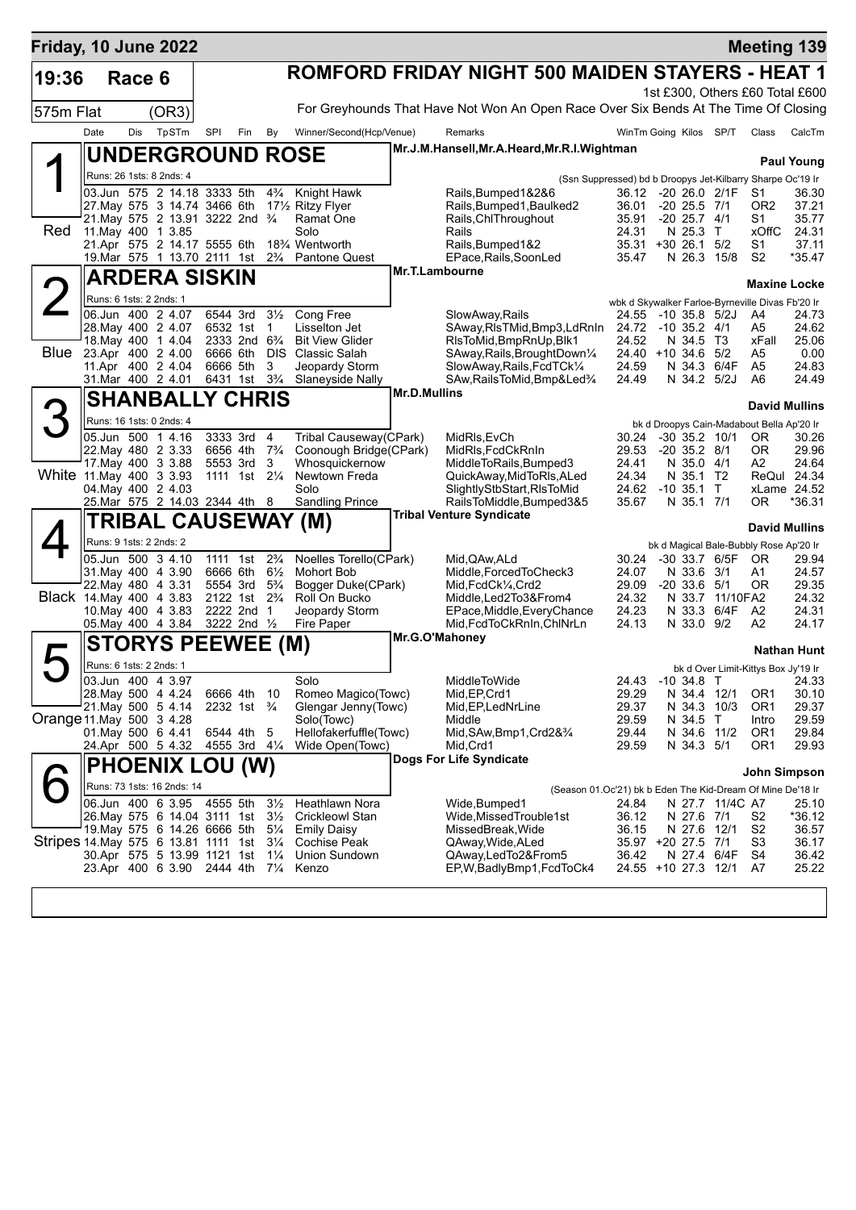**Friday, 10 June 2022** — **Meeting 139**

## 19:36 Race 6 — ROMFORD FRIDAY NIGHT 500 MAIDEN STAYERS - HEAT 1

1st £300, Others £60 Total £600

575m Flat (OR3) — For Greyhounds That Have Not Won An Open Race Over Six Bends At The Time Of Closing

| Date | Dis | TpSTm | SPI | Fin | By | Winner/Second(Hcp/Venue) | Remarks | WinTm | Going | Kilos | SP/T | Class | CalcTm |
|---|---|---|---|---|---|---|---|---|---|---|---|---|---|

### 1 (Red) UNDERGROUND ROSE
Mr.J.M.Hansell,Mr.A.Heard,Mr.R.I.Wightman — **Paul Young**

Runs: 26 1sts: 8 2nds: 4 — (Ssn Suppressed) bd b Droopys Jet-Kilbarry Sharpe Oc'19 Ir

| Date | Dis | TpSTm | SPI | Fin | By | Winner/Second(Hcp/Venue) | Remarks | WinTm | Going | Kilos | SP/T | Class | CalcTm |
|---|---|---|---|---|---|---|---|---|---|---|---|---|---|
| 03.Jun | 575 | 2 14.18 | 3333 | 5th | 4¾ | Knight Hawk | Rails,Bumped1&2&6 | 36.12 | -20 | 26.0 | 2/1F | S1 | 36.30 |
| 27.May | 575 | 3 14.74 | 3466 | 6th | 17½ | Ritzy Flyer | Rails,Bumped1,Baulked2 | 36.01 | -20 | 25.5 | 7/1 | OR2 | 37.21 |
| 21.May | 575 | 2 13.91 | 3222 | 2nd | ¾ | Ramat One | Rails,ChlThroughout | 35.91 | -20 | 25.7 | 4/1 | S1 | 35.77 |
| 11.May | 400 | 1 3.85 | | | | Solo | Rails | 24.31 | N | 25.3 | T | xOffC | 24.31 |
| 21.Apr | 575 | 2 14.17 | 5555 | 6th | 18¾ | Wentworth | Rails,Bumped1&2 | 35.31 | +30 | 26.1 | 5/2 | S1 | 37.11 |
| 19.Mar | 575 | 1 13.70 | 2111 | 1st | 2¾ | Pantone Quest | EPace,Rails,SoonLed | 35.47 | N | 26.3 | 15/8 | S2 | *35.47 |

### 2 (Blue) ARDERA SISKIN
Mr.T.Lambourne — **Maxine Locke**

Runs: 6 1sts: 2 2nds: 1 — wbk d Skywalker Farloe-Byrneville Divas Fb'20 Ir

| Date | Dis | TpSTm | SPI | Fin | By | Winner/Second(Hcp/Venue) | Remarks | WinTm | Going | Kilos | SP/T | Class | CalcTm |
|---|---|---|---|---|---|---|---|---|---|---|---|---|---|
| 06.Jun | 400 | 2 4.07 | 6544 | 3rd | 3½ | Cong Free | SlowAway,Rails | 24.55 | -10 | 35.8 | 5/2J | A4 | 24.73 |
| 28.May | 400 | 2 4.07 | 6532 | 1st | 1 | Lisselton Jet | SAway,RlsTMid,Bmp3,LdRnIn | 24.72 | -10 | 35.2 | 4/1 | A5 | 24.62 |
| 18.May | 400 | 1 4.04 | 2333 | 2nd | 6¾ | Bit View Glider | RlsToMid,BmpRnUp,Blk1 | 24.52 | N | 34.5 | T3 | xFall | 25.06 |
| 23.Apr | 400 | 2 4.00 | 6666 | 6th | DIS | Classic Salah | SAway,Rails,BroughtDown¼ | 24.40 | +10 | 34.6 | 5/2 | A5 | 0.00 |
| 11.Apr | 400 | 2 4.04 | 6666 | 5th | 3 | Jeopardy Storm | SlowAway,Rails,FcdTCk¼ | 24.59 | N | 34.3 | 6/4F | A5 | 24.83 |
| 31.Mar | 400 | 2 4.01 | 6431 | 1st | 3¾ | Slaneyside Nally | SAw,RailsToMid,Bmp&Led¾ | 24.49 | N | 34.2 | 5/2J | A6 | 24.49 |

### 3 (White) SHANBALLY CHRIS
Mr.D.Mullins — **David Mullins**

Runs: 16 1sts: 0 2nds: 4 — bk d Droopys Cain-Madabout Bella Ap'20 Ir

| Date | Dis | TpSTm | SPI | Fin | By | Winner/Second(Hcp/Venue) | Remarks | WinTm | Going | Kilos | SP/T | Class | CalcTm |
|---|---|---|---|---|---|---|---|---|---|---|---|---|---|
| 05.Jun | 500 | 1 4.16 | 3333 | 3rd | 4 | Tribal Causeway(CPark) | MidRls,EvCh | 30.24 | -30 | 35.2 | 10/1 | OR | 30.26 |
| 22.May | 480 | 2 3.33 | 6656 | 4th | 7¾ | Coonough Bridge(CPark) | MidRls,FcdCkRnIn | 29.53 | -20 | 35.2 | 8/1 | OR | 29.96 |
| 17.May | 400 | 3 3.88 | 5553 | 3rd | 3 | Whosquickernow | MiddleToRails,Bumped3 | 24.41 | N | 35.0 | 4/1 | A2 | 24.64 |
| 11.May | 400 | 3 3.93 | 1111 | 1st | 2¼ | Newtown Freda | QuickAway,MidToRls,ALed | 24.34 | N | 35.1 | T2 | ReQul | 24.34 |
| 04.May | 400 | 2 4.03 | | | | Solo | SlightlyStbStart,RlsToMid | 24.62 | -10 | 35.1 | T | xLame | 24.52 |
| 25.Mar | 575 | 2 14.03 | 2344 | 4th | 8 | Sandling Prince | RailsToMiddle,Bumped3&5 | 35.67 | N | 35.1 | 7/1 | OR | *36.31 |

### 4 (Black) TRIBAL CAUSEWAY (M)
Tribal Venture Syndicate — **David Mullins**

Runs: 9 1sts: 2 2nds: 2 — bk d Magical Bale-Bubbly Rose Ap'20 Ir

| Date | Dis | TpSTm | SPI | Fin | By | Winner/Second(Hcp/Venue) | Remarks | WinTm | Going | Kilos | SP/T | Class | CalcTm |
|---|---|---|---|---|---|---|---|---|---|---|---|---|---|
| 05.Jun | 500 | 3 4.10 | 1111 | 1st | 2¾ | Noelles Torello(CPark) | Mid,QAw,ALd | 30.24 | -30 | 33.7 | 6/5F | OR | 29.94 |
| 31.May | 400 | 4 3.90 | 6666 | 6th | 6½ | Mohort Bob | Middle,ForcedToCheck3 | 24.07 | N | 33.6 | 3/1 | A1 | 24.57 |
| 22.May | 480 | 4 3.31 | 5554 | 3rd | 5¾ | Bogger Duke(CPark) | Mid,FcdCk¼,Crd2 | 29.09 | -20 | 33.6 | 5/1 | OR | 29.35 |
| 14.May | 400 | 4 3.83 | 2122 | 1st | 2¾ | Roll On Bucko | Middle,Led2To3&From4 | 24.32 | N | 33.7 | 11/10F | A2 | 24.32 |
| 10.May | 400 | 4 3.83 | 2222 | 2nd | 1 | Jeopardy Storm | EPace,Middle,EveryChance | 24.23 | N | 33.3 | 6/4F | A2 | 24.31 |
| 05.May | 400 | 4 3.84 | 3222 | 2nd | ½ | Fire Paper | Mid,FcdToCkRnIn,ChlNrLn | 24.13 | N | 33.0 | 9/2 | A2 | 24.17 |

### 5 (Orange) STORYS PEEWEE (M)
Mr.G.O'Mahoney — **Nathan Hunt**

Runs: 6 1sts: 2 2nds: 1 — bk d Over Limit-Kittys Box Jy'19 Ir

| Date | Dis | TpSTm | SPI | Fin | By | Winner/Second(Hcp/Venue) | Remarks | WinTm | Going | Kilos | SP/T | Class | CalcTm |
|---|---|---|---|---|---|---|---|---|---|---|---|---|---|
| 03.Jun | 400 | 4 3.97 | | | | Solo | MiddleToWide | 24.43 | -10 | 34.8 | T | | 24.33 |
| 28.May | 500 | 4 4.24 | 6666 | 4th | 10 | Romeo Magico(Towc) | Mid,EP,Crd1 | 29.29 | N | 34.4 | 12/1 | OR1 | 30.10 |
| 21.May | 500 | 5 4.14 | 2232 | 1st | ¾ | Glengar Jenny(Towc) | Mid,EP,LedNrLine | 29.37 | N | 34.3 | 10/3 | OR1 | 29.37 |
| 11.May | 500 | 3 4.28 | | | | Solo(Towc) | Middle | 29.59 | N | 34.5 | T | Intro | 29.59 |
| 01.May | 500 | 6 4.41 | 6544 | 4th | 5 | Hellofakerfuffle(Towc) | Mid,SAw,Bmp1,Crd2&¾ | 29.44 | N | 34.6 | 11/2 | OR1 | 29.84 |
| 24.Apr | 500 | 5 4.32 | 4555 | 3rd | 4¼ | Wide Open(Towc) | Mid,Crd1 | 29.59 | N | 34.3 | 5/1 | OR1 | 29.93 |

### 6 (Stripes) PHOENIX LOU (W)
Dogs For Life Syndicate — **John Simpson**

Runs: 73 1sts: 16 2nds: 14 — (Season 01.Oc'21) bk b Eden The Kid-Dream Of Mine De'18 Ir

| Date | Dis | TpSTm | SPI | Fin | By | Winner/Second(Hcp/Venue) | Remarks | WinTm | Going | Kilos | SP/T | Class | CalcTm |
|---|---|---|---|---|---|---|---|---|---|---|---|---|---|
| 06.Jun | 400 | 6 3.95 | 4555 | 5th | 3½ | Heathlawn Nora | Wide,Bumped1 | 24.84 | N | 27.7 | 11/4C | A7 | 25.10 |
| 26.May | 575 | 6 14.04 | 3111 | 1st | 3½ | Crickleowl Stan | Wide,MissedTrouble1st | 36.12 | N | 27.6 | 7/1 | S2 | *36.12 |
| 19.May | 575 | 6 14.26 | 6666 | 5th | 5¼ | Emily Daisy | MissedBreak,Wide | 36.15 | N | 27.6 | 12/1 | S2 | 36.57 |
| 14.May | 575 | 6 13.81 | 1111 | 1st | 3¼ | Cochise Peak | QAway,Wide,ALed | 35.97 | +20 | 27.5 | 7/1 | S3 | 36.17 |
| 30.Apr | 575 | 5 13.99 | 1121 | 1st | 1¼ | Union Sundown | QAway,LedTo2&From5 | 36.42 | N | 27.4 | 6/4F | S4 | 36.42 |
| 23.Apr | 400 | 6 3.90 | 2444 | 4th | 7¼ | Kenzo | EP,W,BadlyBmp1,FcdToCk4 | 24.55 | +10 | 27.3 | 12/1 | A7 | 25.22 |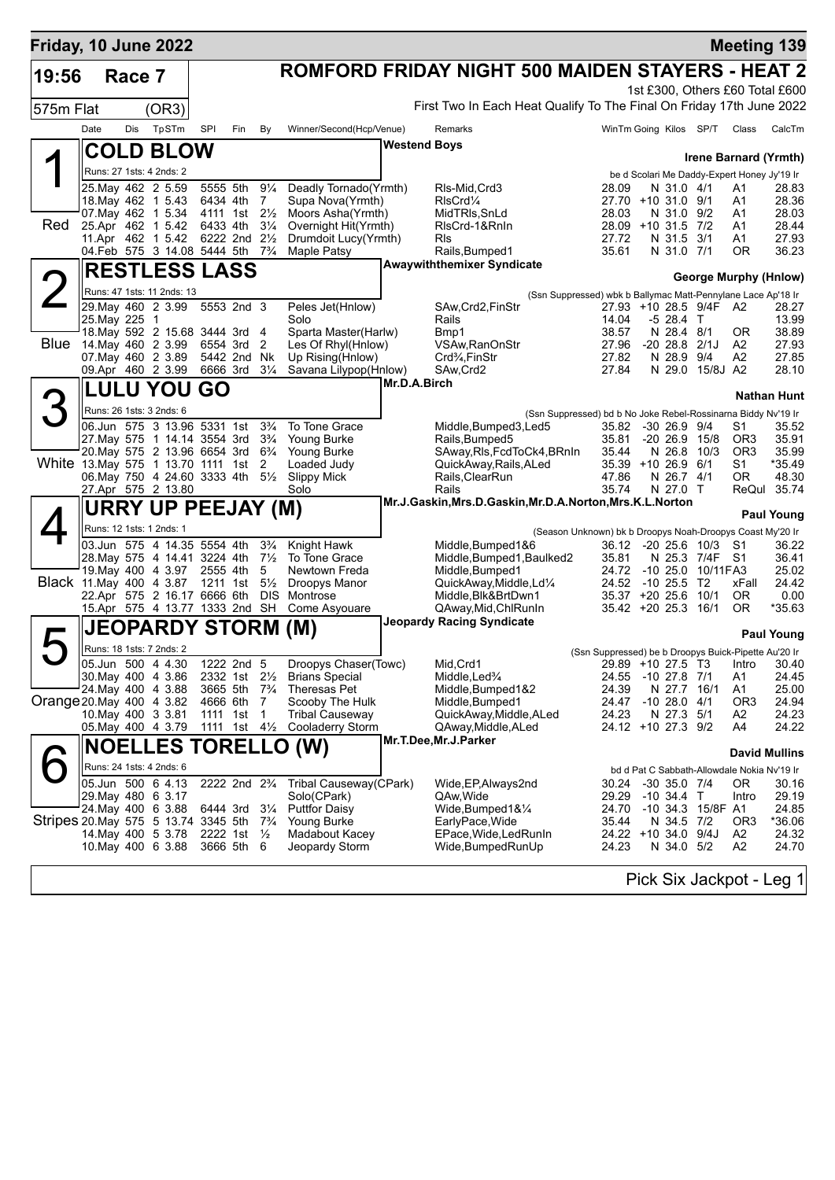**Friday, 10 June 2022** — **Meeting 139**

# 19:56 Race 7 — ROMFORD FRIDAY NIGHT 500 MAIDEN STAYERS - HEAT 2

575m Flat (OR3)

1st £300, Others £60 Total £600

First Two In Each Heat Qualify To The Final On Friday 17th June 2022

| Date | Dis | TpSTm | SPI | Fin | By | Winner/Second(Hcp/Venue) | Remarks | WinTm | Going | Kilos | SP/T | Class | CalcTm |
|---|---|---|---|---|---|---|---|---|---|---|---|---|---|

## 1 (Red) COLD BLOW
**Westend Boys** — Irene Barnard (Yrmth)

Runs: 27 1sts: 4 2nds: 2 — be d Scolari Me Daddy-Expert Honey Jy'19 Ir

| Date | Dis | TpSTm | SPI | Fin | By | Winner/Second(Hcp/Venue) | Remarks | WinTm | Going | Kilos | SP/T | Class | CalcTm |
|---|---|---|---|---|---|---|---|---|---|---|---|---|---|
| 25.May | 462 | 2 5.59 | 5555 | 5th | 9¼ | Deadly Tornado(Yrmth) | Rls-Mid,Crd3 | 28.09 | N | 31.0 | 4/1 | A1 | 28.83 |
| 18.May | 462 | 1 5.43 | 6434 | 4th | 7 | Supa Nova(Yrmth) | RlsCrd¼ | 27.70 | +10 | 31.0 | 9/1 | A1 | 28.36 |
| 07.May | 462 | 1 5.34 | 4111 | 1st | 2½ | Moors Asha(Yrmth) | MidTRls,SnLd | 28.03 | N | 31.0 | 9/2 | A1 | 28.03 |
| 25.Apr | 462 | 1 5.42 | 6433 | 4th | 3¼ | Overnight Hit(Yrmth) | RlsCrd-1&RnIn | 28.09 | +10 | 31.5 | 7/2 | A1 | 28.44 |
| 11.Apr | 462 | 1 5.42 | 6222 | 2nd | 2½ | Drumdoit Lucy(Yrmth) | Rls | 27.72 | N | 31.5 | 3/1 | A1 | 27.93 |
| 04.Feb | 575 | 3 14.08 | 5444 | 5th | 7¾ | Maple Patsy | Rails,Bumped1 | 35.61 | N | 31.0 | 7/1 | OR | 36.23 |

## 2 (Blue) RESTLESS LASS
**Awaywiththemixer Syndicate** — George Murphy (Hnlow)

Runs: 47 1sts: 11 2nds: 13 — (Ssn Suppressed) wbk b Ballymac Matt-Pennylane Lace Ap'18 Ir

| Date | Dis | TpSTm | SPI | Fin | By | Winner/Second(Hcp/Venue) | Remarks | WinTm | Going | Kilos | SP/T | Class | CalcTm |
|---|---|---|---|---|---|---|---|---|---|---|---|---|---|
| 29.May | 460 | 2 3.99 | 5553 | 2nd | 3 | Peles Jet(Hnlow) | SAw,Crd2,FinStr | 27.93 | +10 | 28.5 | 9/4F | A2 | 28.27 |
| 25.May | 225 | 1 | | | | Solo | Rails | 14.04 | -5 | 28.4 | T | | 13.99 |
| 18.May | 592 | 2 15.68 | 3444 | 3rd | 4 | Sparta Master(Harlw) | Bmp1 | 38.57 | N | 28.4 | 8/1 | OR | 38.89 |
| 14.May | 460 | 2 3.99 | 6554 | 3rd | 2 | Les Of Rhyl(Hnlow) | VSAw,RanOnStr | 27.96 | -20 | 28.8 | 2/1J | A2 | 27.93 |
| 07.May | 460 | 2 3.89 | 5442 | 2nd | Nk | Up Rising(Hnlow) | Crd¾,FinStr | 27.82 | N | 28.9 | 9/4 | A2 | 27.85 |
| 09.Apr | 460 | 2 3.99 | 6666 | 3rd | 3¼ | Savana Lilypop(Hnlow) | SAw,Crd2 | 27.84 | N | 29.0 | 15/8J | A2 | 28.10 |

## 3 (White) LULU YOU GO
**Mr.D.A.Birch** — Nathan Hunt

Runs: 26 1sts: 3 2nds: 6 — (Ssn Suppressed) bd b No Joke Rebel-Rossinarna Biddy Nv'19 Ir

| Date | Dis | TpSTm | SPI | Fin | By | Winner/Second(Hcp/Venue) | Remarks | WinTm | Going | Kilos | SP/T | Class | CalcTm |
|---|---|---|---|---|---|---|---|---|---|---|---|---|---|
| 06.Jun | 575 | 3 13.96 | 5331 | 1st | 3¾ | To Tone Grace | Middle,Bumped3,Led5 | 35.82 | -30 | 26.9 | 9/4 | S1 | 35.52 |
| 27.May | 575 | 1 14.14 | 3554 | 3rd | 3¾ | Young Burke | Rails,Bumped5 | 35.81 | -20 | 26.9 | 15/8 | OR3 | 35.91 |
| 20.May | 575 | 2 13.96 | 6654 | 3rd | 6¾ | Young Burke | SAway,Rls,FcdToCk4,BRnIn | 35.44 | N | 26.8 | 10/3 | OR3 | 35.99 |
| 13.May | 575 | 1 13.70 | 1111 | 1st | 2 | Loaded Judy | QuickAway,Rails,ALed | 35.39 | +10 | 26.9 | 6/1 | S1 | *35.49 |
| 06.May | 750 | 4 24.60 | 3333 | 4th | 5½ | Slippy Mick | Rails,ClearRun | 47.86 | N | 26.7 | 4/1 | OR | 48.30 |
| 27.Apr | 575 | 2 13.80 | | | | Solo | Rails | 35.74 | N | 27.0 | T | ReQul | 35.74 |

## 4 (Black) URRY UP PEEJAY (M)
**Mr.J.Gaskin,Mrs.D.Gaskin,Mr.D.A.Norton,Mrs.K.L.Norton** — Paul Young

Runs: 12 1sts: 1 2nds: 1 — (Season Unknown) bk b Droopys Noah-Droopys Coast My'20 Ir

| Date | Dis | TpSTm | SPI | Fin | By | Winner/Second(Hcp/Venue) | Remarks | WinTm | Going | Kilos | SP/T | Class | CalcTm |
|---|---|---|---|---|---|---|---|---|---|---|---|---|---|
| 03.Jun | 575 | 4 14.35 | 5554 | 4th | 3¾ | Knight Hawk | Middle,Bumped1&6 | 36.12 | -20 | 25.6 | 10/3 | S1 | 36.22 |
| 28.May | 575 | 4 14.41 | 3224 | 4th | 7½ | To Tone Grace | Middle,Bumped1,Baulked2 | 35.81 | N | 25.3 | 7/4F | S1 | 36.41 |
| 19.May | 400 | 4 3.97 | 2555 | 4th | 5 | Newtown Freda | Middle,Bumped1 | 24.72 | -10 | 25.0 | 10/11FA3 | | 25.02 |
| 11.May | 400 | 4 3.87 | 1211 | 1st | 5½ | Droopys Manor | QuickAway,Middle,Ld¼ | 24.52 | -10 | 25.5 | T2 | xFall | 24.42 |
| 22.Apr | 575 | 2 16.17 | 6666 | 6th | DIS | Montrose | Middle,Blk&BrtDwn1 | 35.37 | +20 | 25.6 | 10/1 | OR | 0.00 |
| 15.Apr | 575 | 4 13.77 | 1333 | 2nd | SH | Come Asyouare | QAway,Mid,ChlRunIn | 35.42 | +20 | 25.3 | 16/1 | OR | *35.63 |

## 5 (Orange) JEOPARDY STORM (M)
**Jeopardy Racing Syndicate** — Paul Young

Runs: 18 1sts: 7 2nds: 2 — (Ssn Suppressed) be b Droopys Buick-Pipette Au'20 Ir

| Date | Dis | TpSTm | SPI | Fin | By | Winner/Second(Hcp/Venue) | Remarks | WinTm | Going | Kilos | SP/T | Class | CalcTm |
|---|---|---|---|---|---|---|---|---|---|---|---|---|---|
| 05.Jun | 500 | 4 4.30 | 1222 | 2nd | 5 | Droopys Chaser(Towc) | Mid,Crd1 | 29.89 | +10 | 27.5 | T3 | Intro | 30.40 |
| 30.May | 400 | 4 3.86 | 2332 | 1st | 2½ | Brians Special | Middle,Led¾ | 24.55 | -10 | 27.8 | 7/1 | A1 | 24.45 |
| 24.May | 400 | 4 3.88 | 3665 | 5th | 7¾ | Theresas Pet | Middle,Bumped1&2 | 24.39 | N | 27.7 | 16/1 | A1 | 25.00 |
| 20.May | 400 | 4 3.82 | 4666 | 6th | 7 | Scooby The Hulk | Middle,Bumped1 | 24.47 | -10 | 28.0 | 4/1 | OR3 | 24.94 |
| 10.May | 400 | 3 3.81 | 1111 | 1st | 1 | Tribal Causeway | QuickAway,Middle,ALed | 24.23 | N | 27.3 | 5/1 | A2 | 24.23 |
| 05.May | 400 | 4 3.79 | 1111 | 1st | 4½ | Cooladerry Storm | QAway,Middle,ALed | 24.12 | +10 | 27.3 | 9/2 | A4 | 24.22 |

## 6 (Stripes) NOELLES TORELLO (W)
**Mr.T.Dee,Mr.J.Parker** — David Mullins

Runs: 24 1sts: 4 2nds: 6 — bd d Pat C Sabbath-Allowdale Nokia Nv'19 Ir

| Date | Dis | TpSTm | SPI | Fin | By | Winner/Second(Hcp/Venue) | Remarks | WinTm | Going | Kilos | SP/T | Class | CalcTm |
|---|---|---|---|---|---|---|---|---|---|---|---|---|---|
| 05.Jun | 500 | 6 4.13 | 2222 | 2nd | 2¾ | Tribal Causeway(CPark) | Wide,EP,Always2nd | 30.24 | -30 | 35.0 | 7/4 | OR | 30.16 |
| 29.May | 480 | 6 3.17 | | | | Solo(CPark) | QAw,Wide | 29.29 | -10 | 34.4 | T | Intro | 29.19 |
| 24.May | 400 | 6 3.88 | 6444 | 3rd | 3¼ | Puttfor Daisy | Wide,Bumped1&¼ | 24.70 | -10 | 34.3 | 15/8F | A1 | 24.85 |
| 20.May | 575 | 5 13.74 | 3345 | 5th | 7¾ | Young Burke | EarlyPace,Wide | 35.44 | N | 34.5 | 7/2 | OR3 | *36.06 |
| 14.May | 400 | 5 3.78 | 2222 | 1st | ½ | Madabout Kacey | EPace,Wide,LedRunIn | 24.22 | +10 | 34.0 | 9/4J | A2 | 24.32 |
| 10.May | 400 | 6 3.88 | 3666 | 5th | 6 | Jeopardy Storm | Wide,BumpedRunUp | 24.23 | N | 34.0 | 5/2 | A2 | 24.70 |

Pick Six Jackpot - Leg 1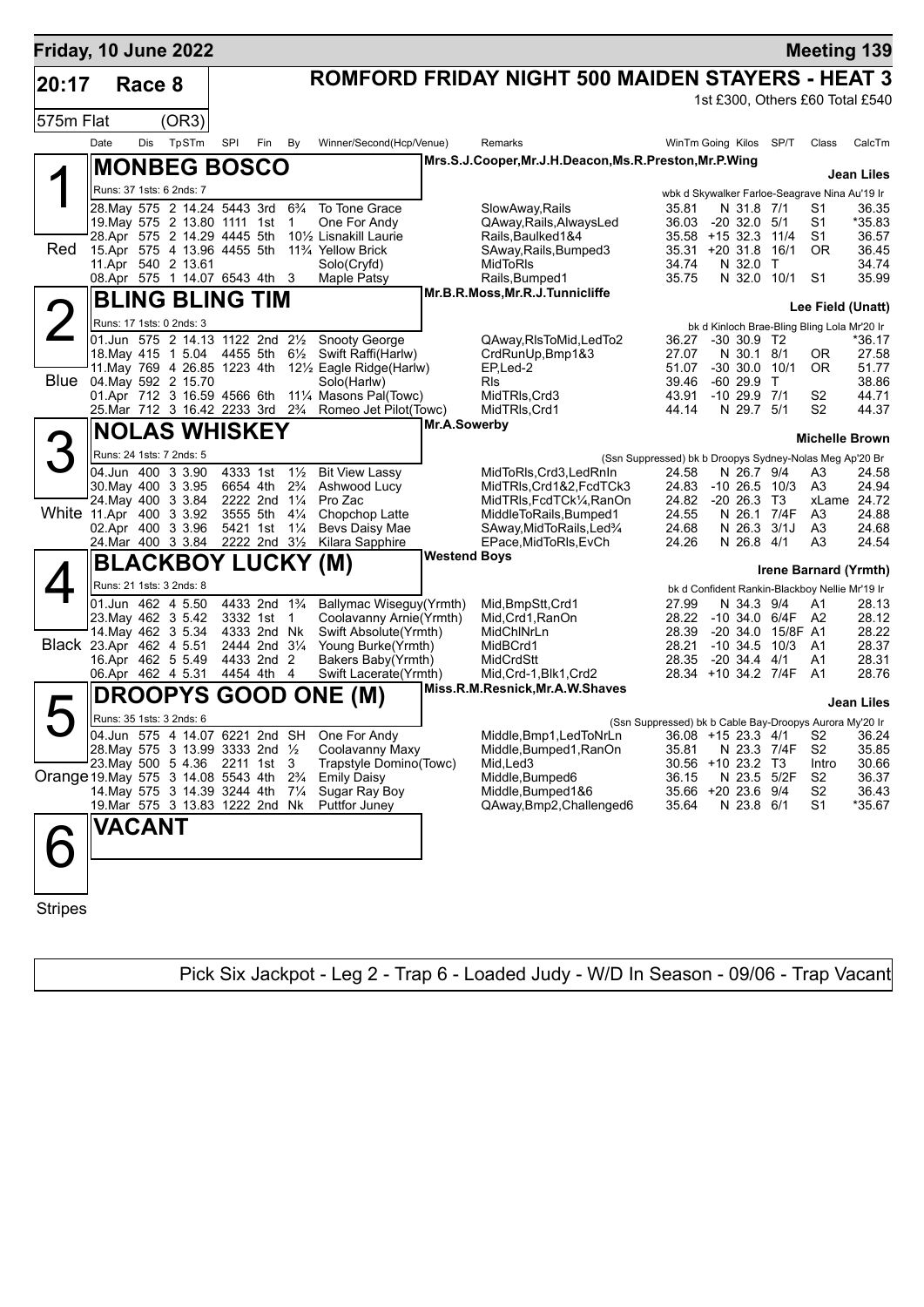**Friday, 10 June 2022** — **Meeting 139**

## 20:17 Race 8 — ROMFORD FRIDAY NIGHT 500 MAIDEN STAYERS - HEAT 3

575m Flat (OR3) — 1st £300, Others £60 Total £540

| Date | Dis | TpSTm | SPI | Fin | By | Winner/Second(Hcp/Venue) | Remarks | WinTm | Going | Kilos | SP/T | Class | CalcTm |
|---|---|---|---|---|---|---|---|---|---|---|---|---|---|

### 1 (Red) MONBEG BOSCO
Mrs.S.J.Cooper,Mr.J.H.Deacon,Ms.R.Preston,Mr.P.Wing — **Jean Liles**
Runs: 37 1sts: 6 2nds: 7 — wbk d Skywalker Farloe-Seagrave Nina Au'19 Ir

| Date | Dis | TpSTm | SPI | Fin | By | Winner/Second(Hcp/Venue) | Remarks | WinTm | Going | Kilos | SP/T | Class | CalcTm |
|---|---|---|---|---|---|---|---|---|---|---|---|---|---|
| 28.May | 575 | 2 14.24 | 5443 | 3rd | 6¾ | To Tone Grace | SlowAway,Rails | 35.81 | N | 31.8 | 7/1 | S1 | 36.35 |
| 19.May | 575 | 2 13.80 | 1111 | 1st | 1 | One For Andy | QAway,Rails,AlwaysLed | 36.03 | -20 | 32.0 | 5/1 | S1 | *35.83 |
| 28.Apr | 575 | 2 14.29 | 4445 | 5th | 10½ | Lisnakill Laurie | Rails,Baulked1&4 | 35.58 | +15 | 32.3 | 11/4 | S1 | 36.57 |
| 15.Apr | 575 | 4 13.96 | 4455 | 5th | 11¾ | Yellow Brick | SAway,Rails,Bumped3 | 35.31 | +20 | 31.8 | 16/1 | OR | 36.45 |
| 11.Apr | 540 | 2 13.61 | | | | Solo(Cryfd) | MidToRls | 34.74 | N | 32.0 | T | | 34.74 |
| 08.Apr | 575 | 1 14.07 | 6543 | 4th | 3 | Maple Patsy | Rails,Bumped1 | 35.75 | N | 32.0 | 10/1 | S1 | 35.99 |

### 2 (Blue) BLING BLING TIM
Mr.B.R.Moss,Mr.R.J.Tunnicliffe — **Lee Field (Unatt)**
Runs: 17 1sts: 0 2nds: 3 — bk d Kinloch Brae-Bling Bling Lola Mr'20 Ir

| Date | Dis | TpSTm | SPI | Fin | By | Winner/Second(Hcp/Venue) | Remarks | WinTm | Going | Kilos | SP/T | Class | CalcTm |
|---|---|---|---|---|---|---|---|---|---|---|---|---|---|
| 01.Jun | 575 | 2 14.13 | 1122 | 2nd | 2½ | Snooty George | QAway,RlsToMid,LedTo2 | 36.27 | -30 | 30.9 | T2 | | *36.17 |
| 18.May | 415 | 1 5.04 | 4455 | 5th | 6½ | Swift Raffi(Harlw) | CrdRunUp,Bmp1&3 | 27.07 | N | 30.1 | 8/1 | OR | 27.58 |
| 11.May | 769 | 4 26.85 | 1223 | 4th | 12½ | Eagle Ridge(Harlw) | EP,Led-2 | 51.07 | -30 | 30.0 | 10/1 | OR | 51.77 |
| 04.May | 592 | 2 15.70 | | | | Solo(Harlw) | Rls | 39.46 | -60 | 29.9 | T | | 38.86 |
| 01.Apr | 712 | 3 16.59 | 4566 | 6th | 11¼ | Masons Pal(Towc) | MidTRls,Crd3 | 43.91 | -10 | 29.9 | 7/1 | S2 | 44.71 |
| 25.Mar | 712 | 3 16.42 | 2233 | 3rd | 2¾ | Romeo Jet Pilot(Towc) | MidTRls,Crd1 | 44.14 | N | 29.7 | 5/1 | S2 | 44.37 |

### 3 (White) NOLAS WHISKEY
Mr.A.Sowerby — **Michelle Brown**
Runs: 24 1sts: 7 2nds: 5 — (Ssn Suppressed) bk b Droopys Sydney-Nolas Meg Ap'20 Br

| Date | Dis | TpSTm | SPI | Fin | By | Winner/Second(Hcp/Venue) | Remarks | WinTm | Going | Kilos | SP/T | Class | CalcTm |
|---|---|---|---|---|---|---|---|---|---|---|---|---|---|
| 04.Jun | 400 | 3 3.90 | 4333 | 1st | 1½ | Bit View Lassy | MidToRls,Crd3,LedRnIn | 24.58 | N | 26.7 | 9/4 | A3 | 24.58 |
| 30.May | 400 | 3 3.95 | 6654 | 4th | 2¾ | Ashwood Lucy | MidTRls,Crd1&2,FcdTCk3 | 24.83 | -10 | 26.5 | 10/3 | A3 | 24.94 |
| 24.May | 400 | 3 3.84 | 2222 | 2nd | 1¼ | Pro Zac | MidTRls,FcdTCk¼,RanOn | 24.82 | -20 | 26.3 | T3 | xLame | 24.72 |
| 11.Apr | 400 | 3 3.92 | 3555 | 5th | 4¼ | Chopchop Latte | MiddleToRails,Bumped1 | 24.55 | N | 26.1 | 7/4F | A3 | 24.88 |
| 02.Apr | 400 | 3 3.96 | 5421 | 1st | 1¼ | Bevs Daisy Mae | SAway,MidToRails,Led¾ | 24.68 | N | 26.3 | 3/1J | A3 | 24.68 |
| 24.Mar | 400 | 3 3.84 | 2222 | 2nd | 3½ | Kilara Sapphire | EPace,MidToRls,EvCh | 24.26 | N | 26.8 | 4/1 | A3 | 24.54 |

### 4 (Black) BLACKBOY LUCKY (M)
Westend Boys — **Irene Barnard (Yrmth)**
Runs: 21 1sts: 3 2nds: 8 — bk d Confident Rankin-Blackboy Nellie Mr'19 Ir

| Date | Dis | TpSTm | SPI | Fin | By | Winner/Second(Hcp/Venue) | Remarks | WinTm | Going | Kilos | SP/T | Class | CalcTm |
|---|---|---|---|---|---|---|---|---|---|---|---|---|---|
| 01.Jun | 462 | 4 5.50 | 4433 | 2nd | 1¾ | Ballymac Wiseguy(Yrmth) | Mid,BmpStt,Crd1 | 27.99 | N | 34.3 | 9/4 | A1 | 28.13 |
| 23.May | 462 | 3 5.42 | 3332 | 1st | 1 | Coolavanny Arnie(Yrmth) | Mid,Crd1,RanOn | 28.22 | -10 | 34.0 | 6/4F | A2 | 28.12 |
| 14.May | 462 | 3 5.34 | 4333 | 2nd | Nk | Swift Absolute(Yrmth) | MidChlNrLn | 28.39 | -20 | 34.0 | 15/8F | A1 | 28.22 |
| 23.Apr | 462 | 4 5.51 | 2444 | 2nd | 3¼ | Young Burke(Yrmth) | MidBCrd1 | 28.21 | -10 | 34.5 | 10/3 | A1 | 28.37 |
| 16.Apr | 462 | 5 5.49 | 4433 | 2nd | 2 | Bakers Baby(Yrmth) | MidCrdStt | 28.35 | -20 | 34.4 | 4/1 | A1 | 28.31 |
| 06.Apr | 462 | 4 5.31 | 4454 | 4th | 4 | Swift Lacerate(Yrmth) | Mid,Crd-1,Blk1,Crd2 | 28.34 | +10 | 34.2 | 7/4F | A1 | 28.76 |

### 5 (Orange) DROOPYS GOOD ONE (M)
Miss.R.M.Resnick,Mr.A.W.Shaves — **Jean Liles**
Runs: 35 1sts: 3 2nds: 6 — (Ssn Suppressed) bk b Cable Bay-Droopys Aurora My'20 Ir

| Date | Dis | TpSTm | SPI | Fin | By | Winner/Second(Hcp/Venue) | Remarks | WinTm | Going | Kilos | SP/T | Class | CalcTm |
|---|---|---|---|---|---|---|---|---|---|---|---|---|---|
| 04.Jun | 575 | 4 14.07 | 6221 | 2nd | SH | One For Andy | Middle,Bmp1,LedToNrLn | 36.08 | +15 | 23.3 | 4/1 | S2 | 36.24 |
| 28.May | 575 | 3 13.99 | 3333 | 2nd | ½ | Coolavanny Maxy | Middle,Bumped1,RanOn | 35.81 | N | 23.3 | 7/4F | S2 | 35.85 |
| 23.May | 500 | 5 4.36 | 2211 | 1st | 3 | Trapstyle Domino(Towc) | Mid,Led3 | 30.56 | +10 | 23.2 | T3 | Intro | 30.66 |
| 19.May | 575 | 3 14.08 | 5543 | 4th | 2¾ | Emily Daisy | Middle,Bumped6 | 36.15 | N | 23.5 | 5/2F | S2 | 36.37 |
| 14.May | 575 | 3 14.39 | 3244 | 4th | 7¼ | Sugar Ray Boy | Middle,Bumped1&6 | 35.66 | +20 | 23.6 | 9/4 | S2 | 36.43 |
| 19.Mar | 575 | 3 13.83 | 1222 | 2nd | Nk | Puttfor Juney | QAway,Bmp2,Challenged6 | 35.64 | N | 23.8 | 6/1 | S1 | *35.67 |

### 6 (Stripes) VACANT

Pick Six Jackpot - Leg 2 - Trap 6 - Loaded Judy - W/D In Season - 09/06 - Trap Vacant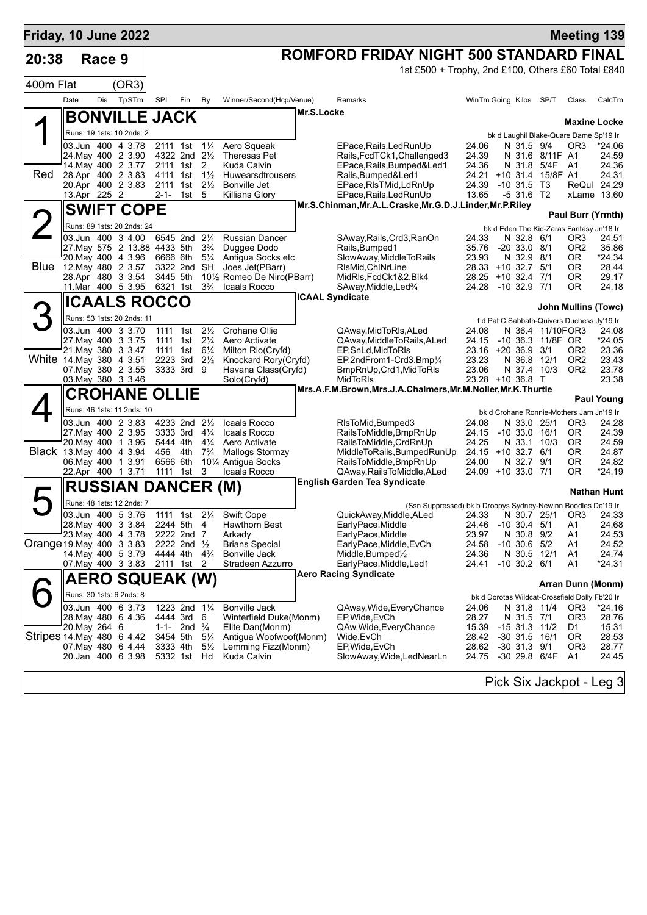**Friday, 10 June 2022** — **Meeting 139**

# 20:38 Race 9 — ROMFORD FRIDAY NIGHT 500 STANDARD FINAL

400m Flat (OR3)

1st £500 + Trophy, 2nd £100, Others £60 Total £840

| Date | Dis | TpSTm | SPl | Fin | By | Winner/Second(Hcp/Venue) | Remarks | WinTm | Going | Kilos | SP/T | Class | CalcTm |
|---|---|---|---|---|---|---|---|---|---|---|---|---|---|

## 1 (Red) BONVILLE JACK — Mr.S.Locke — Maxine Locke

Runs: 19 1sts: 10 2nds: 2 — bk d Laughil Blake-Quare Dame Sp'19 Ir

| Date | Dis | TpSTm | SPl | Fin | By | Winner/Second(Hcp/Venue) | Remarks | WinTm | Going | Kilos | SP/T | Class | CalcTm |
|---|---|---|---|---|---|---|---|---|---|---|---|---|---|
| 03.Jun | 400 | 4 3.78 | 2111 | 1st | 1¼ | Aero Squeak | EPace,Rails,LedRunUp | 24.06 | N | 31.5 | 9/4 | OR3 | *24.06 |
| 24.May | 400 | 2 3.90 | 4322 | 2nd | 2½ | Theresas Pet | Rails,FcdTCk1,Challenged3 | 24.39 | N | 31.6 | 8/11F | A1 | 24.59 |
| 14.May | 400 | 2 3.77 | 2111 | 1st | 2 | Kuda Calvin | EPace,Rails,Bumped&Led1 | 24.36 | N | 31.8 | 5/4F | A1 | 24.36 |
| 28.Apr | 400 | 2 3.83 | 4111 | 1st | 1½ | Huwearsdtrousers | Rails,Bumped&Led1 | 24.21 | +10 | 31.4 | 15/8F | A1 | 24.31 |
| 20.Apr | 400 | 2 3.83 | 2111 | 1st | 2½ | Bonville Jet | EPace,RlsTMid,LdRnUp | 24.39 | -10 | 31.5 | T3 | ReQul | 24.29 |
| 13.Apr | 225 | 2 | 2-1- | 1st | 5 | Killians Glory | EPace,Rails,LedRunUp | 13.65 | -5 | 31.6 | T2 | xLame | 13.60 |

## 2 (Blue) SWIFT COPE — Mr.S.Chinman,Mr.A.L.Craske,Mr.G.D.J.Linder,Mr.P.Riley — Paul Burr (Yrmth)

Runs: 89 1sts: 20 2nds: 24 — bk d Eden The Kid-Zaras Fantasy Jn'18 Ir

| Date | Dis | TpSTm | SPl | Fin | By | Winner/Second(Hcp/Venue) | Remarks | WinTm | Going | Kilos | SP/T | Class | CalcTm |
|---|---|---|---|---|---|---|---|---|---|---|---|---|---|
| 03.Jun | 400 | 3 4.00 | 6545 | 2nd | 2¼ | Russian Dancer | SAway,Rails,Crd3,RanOn | 24.33 | N | 32.8 | 6/1 | OR3 | 24.51 |
| 27.May | 575 | 2 13.88 | 4433 | 5th | 3¾ | Duggee Dodo | Rails,Bumped1 | 35.76 | -20 | 33.0 | 8/1 | OR2 | 35.86 |
| 20.May | 400 | 4 3.96 | 6666 | 6th | 5¼ | Antigua Socks etc | SlowAway,MiddleToRails | 23.93 | N | 32.9 | 8/1 | OR | *24.34 |
| 12.May | 480 | 2 3.57 | 3322 | 2nd | SH | Joes Jet(PBarr) | RlsMid,ChlNrLine | 28.33 | +10 | 32.7 | 5/1 | OR | 28.44 |
| 28.Apr | 480 | 3 3.54 | 3445 | 5th | 10½ | Romeo De Niro(PBarr) | MidRls,FcdCk1&2,Blk4 | 28.25 | +10 | 32.4 | 7/1 | OR | 29.17 |
| 11.Mar | 400 | 5 3.95 | 6321 | 1st | 3¾ | Icaals Rocco | SAway,Middle,Led¾ | 24.28 | -10 | 32.9 | 7/1 | OR | 24.18 |

## 3 (White) ICAALS ROCCO — ICAAL Syndicate — John Mullins (Towc)

Runs: 53 1sts: 20 2nds: 11 — f d Pat C Sabbath-Quivers Duchess Jy'19 Ir

| Date | Dis | TpSTm | SPl | Fin | By | Winner/Second(Hcp/Venue) | Remarks | WinTm | Going | Kilos | SP/T | Class | CalcTm |
|---|---|---|---|---|---|---|---|---|---|---|---|---|---|
| 03.Jun | 400 | 3 3.70 | 1111 | 1st | 2½ | Crohane Ollie | QAway,MidToRls,ALed | 24.08 | N | 36.4 | 11/10F | OR3 | 24.08 |
| 27.May | 400 | 3 3.75 | 1111 | 1st | 2¼ | Aero Activate | QAway,MiddleToRails,ALed | 24.15 | -10 | 36.3 | 11/8F | OR | *24.05 |
| 21.May | 380 | 3 3.47 | 1111 | 1st | 6¼ | Milton Rio(Cryfd) | EP,SnLd,MidToRls | 23.16 | +20 | 36.9 | 3/1 | OR2 | 23.36 |
| 14.May | 380 | 4 3.51 | 2223 | 3rd | 2½ | Knockard Rory(Cryfd) | EP,2ndFrom1-Crd3,Bmp¼ | 23.23 | N | 36.8 | 12/1 | OR2 | 23.43 |
| 07.May | 380 | 2 3.55 | 3333 | 3rd | 9 | Havana Class(Cryfd) | BmpRnUp,Crd1,MidToRls | 23.06 | N | 37.4 | 10/3 | OR2 | 23.78 |
| 03.May | 380 | 3 3.46 | | | | Solo(Cryfd) | MidToRls | 23.28 | +10 | 36.8 | T | | 23.38 |

## 4 (Black) CROHANE OLLIE — Mrs.A.F.M.Brown,Mrs.J.A.Chalmers,Mr.M.Noller,Mr.K.Thurtle — Paul Young

Runs: 46 1sts: 11 2nds: 10 — bk d Crohane Ronnie-Mothers Jam Jn'19 Ir

| Date | Dis | TpSTm | SPl | Fin | By | Winner/Second(Hcp/Venue) | Remarks | WinTm | Going | Kilos | SP/T | Class | CalcTm |
|---|---|---|---|---|---|---|---|---|---|---|---|---|---|
| 03.Jun | 400 | 2 3.83 | 4233 | 2nd | 2½ | Icaals Rocco | RlsToMid,Bumped3 | 24.08 | N | 33.0 | 25/1 | OR3 | 24.28 |
| 27.May | 400 | 2 3.95 | 3333 | 3rd | 4¼ | Icaals Rocco | RailsToMiddle,BmpRnUp | 24.15 | -10 | 33.0 | 16/1 | OR | 24.39 |
| 20.May | 400 | 1 3.96 | 5444 | 4th | 4¼ | Aero Activate | RailsToMiddle,CrdRnUp | 24.25 | N | 33.1 | 10/3 | OR | 24.59 |
| 13.May | 400 | 4 3.94 | 456 | 4th | 7¾ | Mallogs Stormzy | MiddleToRails,BumpedRunUp | 24.15 | +10 | 32.7 | 6/1 | OR | 24.87 |
| 06.May | 400 | 1 3.91 | 6566 | 6th | 10¼ | Antigua Socks | RailsToMiddle,BmpRnUp | 24.00 | N | 32.7 | 9/1 | OR | 24.82 |
| 22.Apr | 400 | 1 3.71 | 1111 | 1st | 3 | Icaals Rocco | QAway,RailsToMiddle,ALed | 24.09 | +10 | 33.0 | 7/1 | OR | *24.19 |

## 5 (Orange) RUSSIAN DANCER (M) — English Garden Tea Syndicate — Nathan Hunt

Runs: 48 1sts: 12 2nds: 7 — (Ssn Suppressed) bk b Droopys Sydney-Newinn Boodles De'19 Ir

| Date | Dis | TpSTm | SPl | Fin | By | Winner/Second(Hcp/Venue) | Remarks | WinTm | Going | Kilos | SP/T | Class | CalcTm |
|---|---|---|---|---|---|---|---|---|---|---|---|---|---|
| 03.Jun | 400 | 5 3.76 | 1111 | 1st | 2¼ | Swift Cope | QuickAway,Middle,ALed | 24.33 | N | 30.7 | 25/1 | OR3 | 24.33 |
| 28.May | 400 | 3 3.84 | 2244 | 5th | 4 | Hawthorn Best | EarlyPace,Middle | 24.46 | -10 | 30.4 | 5/1 | A1 | 24.68 |
| 23.May | 400 | 4 3.78 | 2222 | 2nd | 7 | Arkady | EarlyPace,Middle | 23.97 | N | 30.8 | 9/2 | A1 | 24.53 |
| 19.May | 400 | 3 3.83 | 2222 | 2nd | ½ | Brians Special | EarlyPace,Middle,EvCh | 24.58 | -10 | 30.6 | 5/2 | A1 | 24.52 |
| 14.May | 400 | 5 3.79 | 4444 | 4th | 4¾ | Bonville Jack | Middle,Bumped½ | 24.36 | N | 30.5 | 12/1 | A1 | 24.74 |
| 07.May | 400 | 3 3.83 | 2111 | 1st | 2 | Stradeen Azzurro | EarlyPace,Middle,Led1 | 24.41 | -10 | 30.2 | 6/1 | A1 | *24.31 |

## 6 (Stripes) AERO SQUEAK (W) — Aero Racing Syndicate — Arran Dunn (Monm)

Runs: 30 1sts: 6 2nds: 8 — bk d Dorotas Wildcat-Crossfield Dolly Fb'20 Ir

| Date | Dis | TpSTm | SPl | Fin | By | Winner/Second(Hcp/Venue) | Remarks | WinTm | Going | Kilos | SP/T | Class | CalcTm |
|---|---|---|---|---|---|---|---|---|---|---|---|---|---|
| 03.Jun | 400 | 6 3.73 | 1223 | 2nd | 1¼ | Bonville Jack | QAway,Wide,EveryChance | 24.06 | N | 31.8 | 11/4 | OR3 | *24.16 |
| 28.May | 480 | 6 4.36 | 4444 | 3rd | 6 | Winterfield Duke(Monm) | EP,Wide,EvCh | 28.27 | N | 31.5 | 7/1 | OR3 | 28.76 |
| 20.May | 264 | 6 | 1-1- | 2nd | ¾ | Elite Dan(Monm) | QAw,Wide,EveryChance | 15.39 | -15 | 31.3 | 11/2 | D1 | 15.31 |
| 14.May | 480 | 6 4.42 | 3454 | 5th | 5¼ | Antigua Woofwoof(Monm) | Wide,EvCh | 28.42 | -30 | 31.5 | 16/1 | OR | 28.53 |
| 07.May | 480 | 6 4.44 | 3333 | 4th | 5½ | Lemming Fizz(Monm) | EP,Wide,EvCh | 28.62 | -30 | 31.3 | 9/1 | OR3 | 28.77 |
| 20.Jan | 400 | 6 3.98 | 5332 | 1st | Hd | Kuda Calvin | SlowAway,Wide,LedNearLn | 24.75 | -30 | 29.8 | 6/4F | A1 | 24.45 |

Pick Six Jackpot - Leg 3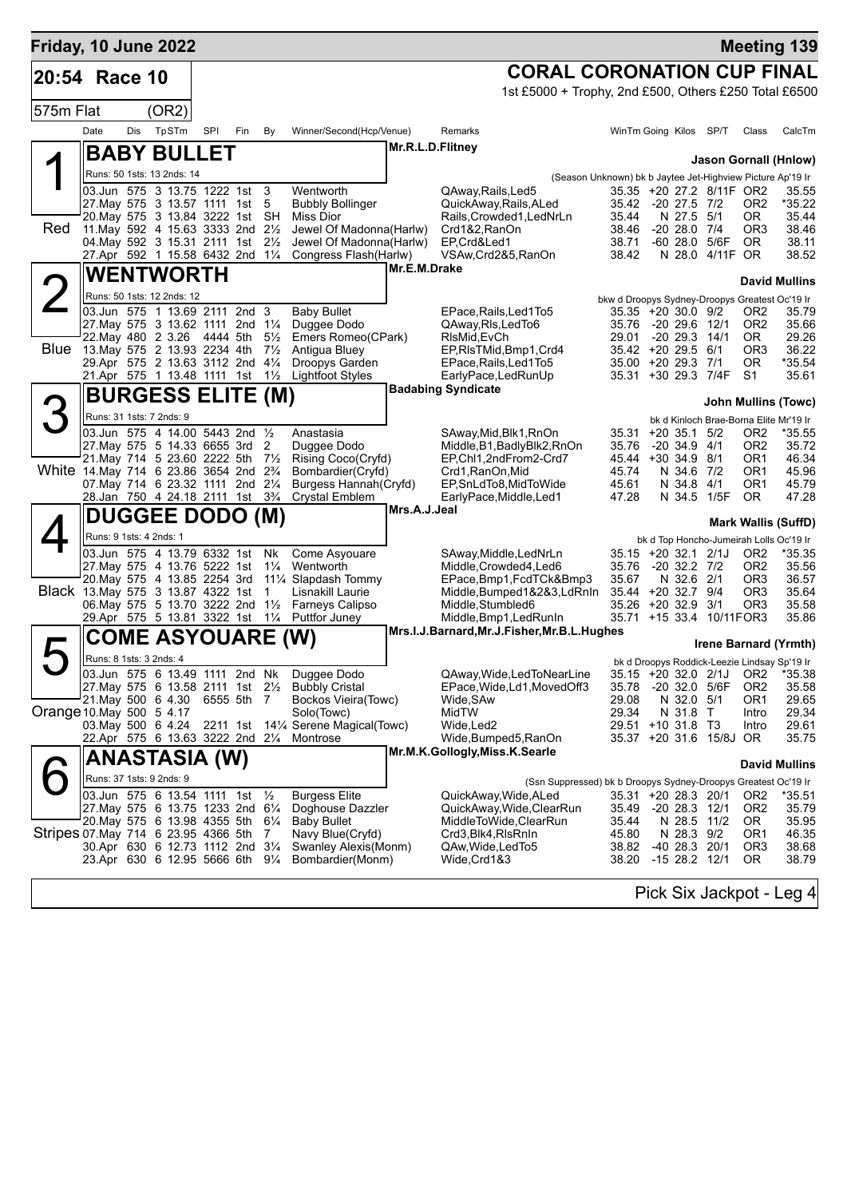**Friday, 10 June 2022** — **Meeting 139**

# 20:54 Race 10 — CORAL CORONATION CUP FINAL

1st £5000 + Trophy, 2nd £500, Others £250 Total £6500

575m Flat (OR2)

| Date | Dis | TpSTm | SPI | Fin | By | Winner/Second(Hcp/Venue) | Remarks | WinTm | Going | Kilos | SP/T | Class | CalcTm |
|---|---|---|---|---|---|---|---|---|---|---|---|---|---|

## 1 (Red) BABY BULLET — Mr.R.L.D.Flitney — Jason Gornall (Hnlow)

Runs: 50 1sts: 13 2nds: 14 — (Season Unknown) bk b Jaytee Jet-Highview Picture Ap'19 Ir

| Date | Dis | TpSTm | SPI | Fin | By | Winner/Second(Hcp/Venue) | Remarks | WinTm | Going | Kilos | SP/T | Class | CalcTm |
|---|---|---|---|---|---|---|---|---|---|---|---|---|---|
| 03.Jun | 575 | 3 13.75 | 1222 | 1st | 3 | Wentworth | QAway,Rails,Led5 | 35.35 | +20 | 27.2 | 8/11F | OR2 | 35.55 |
| 27.May | 575 | 3 13.57 | 1111 | 1st | 5 | Bubbly Bollinger | QuickAway,Rails,ALed | 35.42 | -20 | 27.5 | 7/2 | OR2 | *35.22 |
| 20.May | 575 | 3 13.84 | 3222 | 1st | SH | Miss Dior | Rails,Crowded1,LedNrLn | 35.44 | N | 27.5 | 5/1 | OR | 35.44 |
| 11.May | 592 | 4 15.63 | 3333 | 2nd | 2½ | Jewel Of Madonna(Harlw) | Crd1&2,RanOn | 38.46 | -20 | 28.0 | 7/4 | OR3 | 38.46 |
| 04.May | 592 | 3 15.31 | 2111 | 1st | 2½ | Jewel Of Madonna(Harlw) | EP,Crd&Led1 | 38.71 | -60 | 28.0 | 5/6F | OR | 38.11 |
| 27.Apr | 592 | 1 15.58 | 6432 | 2nd | 1¼ | Congress Flash(Harlw) | VSAw,Crd2&5,RanOn | 38.42 | N | 28.0 | 4/11F | OR | 38.52 |

## 2 (Blue) WENTWORTH — Mr.E.M.Drake — David Mullins

Runs: 50 1sts: 12 2nds: 12 — bkw d Droopys Sydney-Droopys Greatest Oc'19 Ir

| Date | Dis | TpSTm | SPI | Fin | By | Winner/Second(Hcp/Venue) | Remarks | WinTm | Going | Kilos | SP/T | Class | CalcTm |
|---|---|---|---|---|---|---|---|---|---|---|---|---|---|
| 03.Jun | 575 | 1 13.69 | 2111 | 2nd | 3 | Baby Bullet | EPace,Rails,Led1To5 | 35.35 | +20 | 30.0 | 9/2 | OR2 | 35.79 |
| 27.May | 575 | 3 13.62 | 1111 | 2nd | 1¼ | Duggee Dodo | QAway,Rls,LedTo6 | 35.76 | -20 | 29.6 | 12/1 | OR2 | 35.66 |
| 22.May | 480 | 2 3.26 | 4444 | 5th | 5½ | Emers Romeo(CPark) | RlsMid,EvCh | 29.01 | -20 | 29.3 | 14/1 | OR | 29.26 |
| 13.May | 575 | 2 13.93 | 2234 | 4th | 7½ | Antigua Bluey | EP,RlsTMid,Bmp1,Crd4 | 35.42 | +20 | 29.5 | 6/1 | OR3 | 36.22 |
| 29.Apr | 575 | 2 13.63 | 3112 | 2nd | 4¼ | Droopys Garden | EPace,Rails,Led1To5 | 35.00 | +20 | 29.3 | 7/1 | OR | *35.54 |
| 21.Apr | 575 | 1 13.48 | 1111 | 1st | 1½ | Lightfoot Styles | EarlyPace,LedRunUp | 35.31 | +30 | 29.3 | 7/4F | S1 | 35.61 |

## 3 (White) BURGESS ELITE (M) — Badabing Syndicate — John Mullins (Towc)

Runs: 31 1sts: 7 2nds: 9 — bk d Kinloch Brae-Borna Elite Mr'19 Ir

| Date | Dis | TpSTm | SPI | Fin | By | Winner/Second(Hcp/Venue) | Remarks | WinTm | Going | Kilos | SP/T | Class | CalcTm |
|---|---|---|---|---|---|---|---|---|---|---|---|---|---|
| 03.Jun | 575 | 4 14.00 | 5443 | 2nd | ½ | Anastasia | SAway,Mid,Blk1,RnOn | 35.31 | +20 | 35.1 | 5/2 | OR2 | *35.55 |
| 27.May | 575 | 5 14.33 | 6655 | 3rd | 2 | Duggee Dodo | Middle,B1,BadlyBlk2,RnOn | 35.76 | -20 | 34.9 | 4/1 | OR2 | 35.72 |
| 21.May | 714 | 5 23.60 | 2222 | 5th | 7½ | Rising Coco(Cryfd) | EP,Chl1,2ndFrom2-Crd7 | 45.44 | +30 | 34.9 | 8/1 | OR1 | 46.34 |
| 14.May | 714 | 6 23.86 | 3654 | 2nd | 2¾ | Bombardier(Cryfd) | Crd1,RanOn,Mid | 45.74 | N | 34.6 | 7/2 | OR1 | 45.96 |
| 07.May | 714 | 6 23.32 | 1111 | 2nd | 2¼ | Burgess Hannah(Cryfd) | EP,SnLdTo8,MidToWide | 45.61 | N | 34.8 | 4/1 | OR1 | 45.79 |
| 28.Jan | 750 | 4 24.18 | 2111 | 1st | 3¾ | Crystal Emblem | EarlyPace,Middle,Led1 | 47.28 | N | 34.5 | 1/5F | OR | 47.28 |

## 4 (Black) DUGGEE DODO (M) — Mrs.A.J.Jeal — Mark Wallis (SuffD)

Runs: 9 1sts: 4 2nds: 1 — bk d Top Honcho-Jumeirah Lolls Oc'19 Ir

| Date | Dis | TpSTm | SPI | Fin | By | Winner/Second(Hcp/Venue) | Remarks | WinTm | Going | Kilos | SP/T | Class | CalcTm |
|---|---|---|---|---|---|---|---|---|---|---|---|---|---|
| 03.Jun | 575 | 4 13.79 | 6332 | 1st | Nk | Come Asyouare | SAway,Middle,LedNrLn | 35.15 | +20 | 32.1 | 2/1J | OR2 | *35.35 |
| 27.May | 575 | 4 13.76 | 5222 | 1st | 1¼ | Wentworth | Middle,Crowded4,Led6 | 35.76 | -20 | 32.2 | 7/2 | OR2 | 35.56 |
| 20.May | 575 | 4 13.85 | 2254 | 3rd | 11¼ | Slapdash Tommy | EPace,Bmp1,FcdTCk&Bmp3 | 35.67 | N | 32.6 | 2/1 | OR3 | 36.57 |
| 13.May | 575 | 3 13.87 | 4322 | 1st | 1 | Lisnakill Laurie | Middle,Bumped1&2&3,LdRnIn | 35.44 | +20 | 32.7 | 9/4 | OR3 | 35.64 |
| 06.May | 575 | 5 13.70 | 3222 | 2nd | 1½ | Farneys Calipso | Middle,Stumbled6 | 35.26 | +20 | 32.9 | 3/1 | OR3 | 35.58 |
| 29.Apr | 575 | 5 13.81 | 3322 | 1st | 1¼ | Puttfor Juney | Middle,Bmp1,LedRunIn | 35.71 | +15 | 33.4 | 10/11F | OR3 | 35.86 |

## 5 (Orange) COME ASYOUARE (W) — Mrs.I.J.Barnard,Mr.J.Fisher,Mr.B.L.Hughes — Irene Barnard (Yrmth)

Runs: 8 1sts: 3 2nds: 4 — bk d Droopys Roddick-Leezie Lindsay Sp'19 Ir

| Date | Dis | TpSTm | SPI | Fin | By | Winner/Second(Hcp/Venue) | Remarks | WinTm | Going | Kilos | SP/T | Class | CalcTm |
|---|---|---|---|---|---|---|---|---|---|---|---|---|---|
| 03.Jun | 575 | 6 13.49 | 1111 | 2nd | Nk | Duggee Dodo | QAway,Wide,LedToNearLine | 35.15 | +20 | 32.0 | 2/1J | OR2 | *35.38 |
| 27.May | 575 | 6 13.58 | 2111 | 1st | 2½ | Bubbly Cristal | EPace,Wide,Ld1,MovedOff3 | 35.78 | -20 | 32.0 | 5/6F | OR2 | 35.58 |
| 21.May | 500 | 6 4.30 | 6555 | 5th | 7 | Bockos Vieira(Towc) | Wide,SAw | 29.08 | N | 32.0 | 5/1 | OR1 | 29.65 |
| 10.May | 500 | 5 4.17 | | | | Solo(Towc) | MidTW | 29.34 | N | 31.8 | T | Intro | 29.34 |
| 03.May | 500 | 6 4.24 | 2211 | 1st | 14¼ | Serene Magical(Towc) | Wide,Led2 | 29.51 | +10 | 31.8 | T3 | Intro | 29.61 |
| 22.Apr | 575 | 6 13.63 | 3222 | 2nd | 2¼ | Montrose | Wide,Bumped5,RanOn | 35.37 | +20 | 31.6 | 15/8J | OR | 35.75 |

## 6 (Stripes) ANASTASIA (W) — Mr.M.K.Gollogly,Miss.K.Searle — David Mullins

Runs: 37 1sts: 9 2nds: 9 — (Ssn Suppressed) bk b Droopys Sydney-Droopys Greatest Oc'19 Ir

| Date | Dis | TpSTm | SPI | Fin | By | Winner/Second(Hcp/Venue) | Remarks | WinTm | Going | Kilos | SP/T | Class | CalcTm |
|---|---|---|---|---|---|---|---|---|---|---|---|---|---|
| 03.Jun | 575 | 6 13.54 | 1111 | 1st | ½ | Burgess Elite | QuickAway,Wide,ALed | 35.31 | +20 | 28.3 | 20/1 | OR2 | *35.51 |
| 27.May | 575 | 6 13.75 | 1233 | 2nd | 6¼ | Doghouse Dazzler | QuickAway,Wide,ClearRun | 35.49 | -20 | 28.3 | 12/1 | OR2 | 35.79 |
| 20.May | 575 | 6 13.98 | 4355 | 5th | 6¼ | Baby Bullet | MiddleToWide,ClearRun | 35.44 | N | 28.5 | 11/2 | OR | 35.95 |
| 07.May | 714 | 6 23.95 | 4366 | 5th | 7 | Navy Blue(Cryfd) | Crd3,Blk4,RlsRnIn | 45.80 | N | 28.3 | 9/2 | OR1 | 46.35 |
| 30.Apr | 630 | 6 12.73 | 1112 | 2nd | 3¼ | Swanley Alexis(Monm) | QAw,Wide,LedTo5 | 38.82 | -40 | 28.3 | 20/1 | OR3 | 38.68 |
| 23.Apr | 630 | 6 12.95 | 5666 | 6th | 9¼ | Bombardier(Monm) | Wide,Crd1&3 | 38.20 | -15 | 28.2 | 12/1 | OR | 38.79 |

Pick Six Jackpot - Leg 4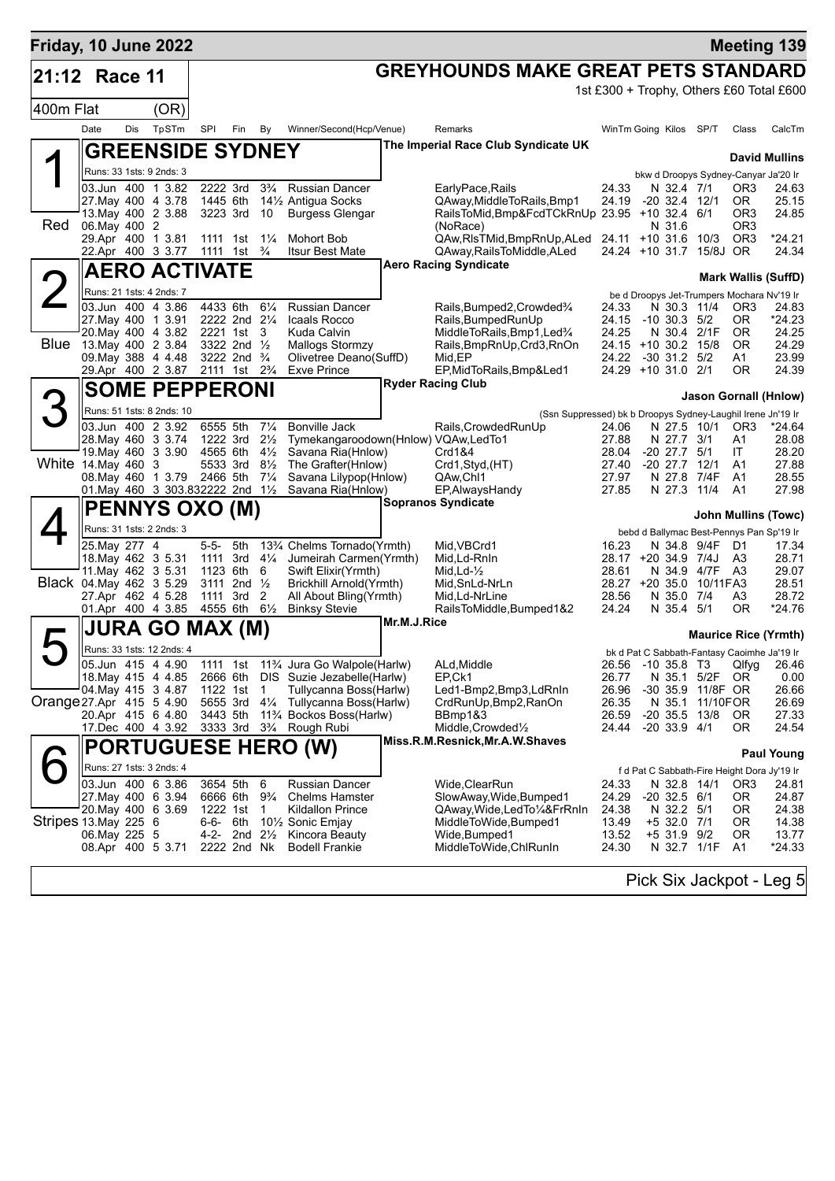**Friday, 10 June 2022** — **Meeting 139**

## 21:12 Race 11 — GREYHOUNDS MAKE GREAT PETS STANDARD

400m Flat (OR)

1st £300 + Trophy, Others £60 Total £600

| Date | Dis | TpSTm | SPI | Fin | By | Winner/Second(Hcp/Venue) | Remarks | WinTm | Going | Kilos | SP/T | Class | CalcTm |
|---|---|---|---|---|---|---|---|---|---|---|---|---|---|

### 1 (Red) GREENSIDE SYDNEY
The Imperial Race Club Syndicate UK — **David Mullins**

Runs: 33 1sts: 9 2nds: 3 — bkw d Droopys Sydney-Canyar Ja'20 Ir

| Date | Dis | TpSTm | SPI | Fin | By | Winner/Second(Hcp/Venue) | Remarks | WinTm | Going | Kilos | SP/T | Class | CalcTm |
|---|---|---|---|---|---|---|---|---|---|---|---|---|---|
| 03.Jun | 400 | 1 3.82 | 2222 | 3rd | 3¾ | Russian Dancer | EarlyPace,Rails | 24.33 | N | 32.4 | 7/1 | OR3 | 24.63 |
| 27.May | 400 | 4 3.78 | 1445 | 6th | 14½ | Antigua Socks | QAway,MiddleToRails,Bmp1 | 24.19 | -20 | 32.4 | 12/1 | OR | 25.15 |
| 13.May | 400 | 2 3.88 | 3223 | 3rd | 10 | Burgess Glengar | RailsToMid,Bmp&FcdTCkRnUp | 23.95 | +10 | 32.4 | 6/1 | OR3 | 24.85 |
| 06.May | 400 | 2 | | | | | (NoRace) | | N | 31.6 | | OR3 | |
| 29.Apr | 400 | 1 3.81 | 1111 | 1st | 1¼ | Mohort Bob | QAw,RlsTMid,BmpRnUp,ALed | 24.11 | +10 | 31.6 | 10/3 | OR3 | *24.21 |
| 22.Apr | 400 | 3 3.77 | 1111 | 1st | ¾ | Itsur Best Mate | QAway,RailsToMiddle,ALed | 24.24 | +10 | 31.7 | 15/8J | OR | 24.34 |

### 2 (Blue) AERO ACTIVATE
Aero Racing Syndicate — **Mark Wallis (SuffD)**

Runs: 21 1sts: 4 2nds: 7 — be d Droopys Jet-Trumpers Mochara Nv'19 Ir

| Date | Dis | TpSTm | SPI | Fin | By | Winner/Second(Hcp/Venue) | Remarks | WinTm | Going | Kilos | SP/T | Class | CalcTm |
|---|---|---|---|---|---|---|---|---|---|---|---|---|---|
| 03.Jun | 400 | 4 3.86 | 4433 | 6th | 6¼ | Russian Dancer | Rails,Bumped2,Crowded¾ | 24.33 | N | 30.3 | 11/4 | OR3 | 24.83 |
| 27.May | 400 | 1 3.91 | 2222 | 2nd | 2¼ | Icaals Rocco | Rails,BumpedRunUp | 24.15 | -10 | 30.3 | 5/2 | OR | *24.23 |
| 20.May | 400 | 4 3.82 | 2221 | 1st | 3 | Kuda Calvin | MiddleToRails,Bmp1,Led¾ | 24.25 | N | 30.4 | 2/1F | OR | 24.25 |
| 13.May | 400 | 2 3.84 | 3322 | 2nd | ½ | Mallogs Stormzy | Rails,BmpRnUp,Crd3,RnOn | 24.15 | +10 | 30.2 | 15/8 | OR | 24.29 |
| 09.May | 388 | 4 4.48 | 3222 | 2nd | ¾ | Olivetree Deano(SuffD) | Mid,EP | 24.22 | -30 | 31.2 | 5/2 | A1 | 23.99 |
| 29.Apr | 400 | 2 3.87 | 2111 | 1st | 2¾ | Exve Prince | EP,MidToRails,Bmp&Led1 | 24.29 | +10 | 31.0 | 2/1 | OR | 24.39 |

### 3 (White) SOME PEPPERONI
Ryder Racing Club — **Jason Gornall (Hnlow)**

Runs: 51 1sts: 8 2nds: 10 — (Ssn Suppressed) bk b Droopys Sydney-Laughil Irene Jn'19 Ir

| Date | Dis | TpSTm | SPI | Fin | By | Winner/Second(Hcp/Venue) | Remarks | WinTm | Going | Kilos | SP/T | Class | CalcTm |
|---|---|---|---|---|---|---|---|---|---|---|---|---|---|
| 03.Jun | 400 | 2 3.92 | 6555 | 5th | 7¼ | Bonville Jack | Rails,CrowdedRunUp | 24.06 | N | 27.5 | 10/1 | OR3 | *24.64 |
| 28.May | 460 | 3 3.74 | 1222 | 3rd | 2½ | Tymekangaroodown(Hnlow) | VQAw,LedTo1 | 27.88 | N | 27.7 | 3/1 | A1 | 28.08 |
| 19.May | 460 | 3 3.90 | 4565 | 6th | 4½ | Savana Ria(Hnlow) | Crd1&4 | 28.04 | -20 | 27.7 | 5/1 | IT | 28.20 |
| 14.May | 460 | 3 | 5533 | 3rd | 8½ | The Grafter(Hnlow) | Crd1,Styd,(HT) | 27.40 | -20 | 27.7 | 12/1 | A1 | 27.88 |
| 08.May | 460 | 1 3.79 | 2466 | 5th | 7¼ | Savana Lilypop(Hnlow) | QAw,Chl1 | 27.97 | N | 27.8 | 7/4F | A1 | 28.55 |
| 01.May | 460 | 3 303.83 | 2222 | 2nd | 1½ | Savana Ria(Hnlow) | EP,AlwaysHandy | 27.85 | N | 27.3 | 11/4 | A1 | 27.98 |

### 4 (Black) PENNYS OXO (M)
Sopranos Syndicate — **John Mullins (Towc)**

Runs: 31 1sts: 2 2nds: 3 — bebd d Ballymac Best-Pennys Pan Sp'19 Ir

| Date | Dis | TpSTm | SPI | Fin | By | Winner/Second(Hcp/Venue) | Remarks | WinTm | Going | Kilos | SP/T | Class | CalcTm |
|---|---|---|---|---|---|---|---|---|---|---|---|---|---|
| 25.May | 277 | 4 | 5-5- | 5th | 13¾ | Chelms Tornado(Yrmth) | Mid,VBCrd1 | 16.23 | N | 34.8 | 9/4F | D1 | 17.34 |
| 18.May | 462 | 3 5.31 | 1111 | 3rd | 4¼ | Jumeirah Carmen(Yrmth) | Mid,Ld-RnIn | 28.17 | +20 | 34.9 | 7/4J | A3 | 28.71 |
| 11.May | 462 | 3 5.31 | 1123 | 6th | 6 | Swift Elixir(Yrmth) | Mid,Ld-½ | 28.61 | N | 34.9 | 4/7F | A3 | 29.07 |
| 04.May | 462 | 3 5.29 | 3111 | 2nd | ½ | Brickhill Arnold(Yrmth) | Mid,SnLd-NrLn | 28.27 | +20 | 35.0 | 10/11F | A3 | 28.51 |
| 27.Apr | 462 | 4 5.28 | 1111 | 3rd | 2 | All About Bling(Yrmth) | Mid,Ld-NrLine | 28.56 | N | 35.0 | 7/4 | A3 | 28.72 |
| 01.Apr | 400 | 4 3.85 | 4555 | 6th | 6½ | Binksy Stevie | RailsToMiddle,Bumped1&2 | 24.24 | N | 35.4 | 5/1 | OR | *24.76 |

### 5 (Orange) JURA GO MAX (M)
Mr.M.J.Rice — **Maurice Rice (Yrmth)**

Runs: 33 1sts: 12 2nds: 4 — bk d Pat C Sabbath-Fantasy Caoimhe Ja'19 Ir

| Date | Dis | TpSTm | SPI | Fin | By | Winner/Second(Hcp/Venue) | Remarks | WinTm | Going | Kilos | SP/T | Class | CalcTm |
|---|---|---|---|---|---|---|---|---|---|---|---|---|---|
| 05.Jun | 415 | 4 4.90 | 1111 | 1st | 11¾ | Jura Go Walpole(Harlw) | ALd,Middle | 26.56 | -10 | 35.8 | T3 | Qlfyg | 26.46 |
| 18.May | 415 | 4 4.85 | 2666 | 6th | DIS | Suzie Jezabelle(Harlw) | EP,Ck1 | 26.77 | N | 35.1 | 5/2F | OR | 0.00 |
| 04.May | 415 | 3 4.87 | 1122 | 1st | 1 | Tullycanna Boss(Harlw) | Led1-Bmp2,Bmp3,LdRnIn | 26.96 | -30 | 35.9 | 11/8F | OR | 26.66 |
| 27.Apr | 415 | 5 4.90 | 5655 | 3rd | 4¼ | Tullycanna Boss(Harlw) | CrdRunUp,Bmp2,RanOn | 26.35 | N | 35.1 | 11/10F | OR | 26.69 |
| 20.Apr | 415 | 6 4.80 | 3443 | 5th | 11¾ | Bockos Boss(Harlw) | BBmp1&3 | 26.59 | -20 | 35.5 | 13/8 | OR | 27.33 |
| 17.Dec | 400 | 4 3.92 | 3333 | 3rd | 3¾ | Rough Rubi | Middle,Crowded½ | 24.44 | -20 | 33.9 | 4/1 | OR | 24.54 |

### 6 (Stripes) PORTUGUESE HERO (W)
Miss.R.M.Resnick,Mr.A.W.Shaves — **Paul Young**

Runs: 27 1sts: 3 2nds: 4 — f d Pat C Sabbath-Fire Height Dora Jy'19 Ir

| Date | Dis | TpSTm | SPI | Fin | By | Winner/Second(Hcp/Venue) | Remarks | WinTm | Going | Kilos | SP/T | Class | CalcTm |
|---|---|---|---|---|---|---|---|---|---|---|---|---|---|
| 03.Jun | 400 | 6 3.86 | 3654 | 5th | 6 | Russian Dancer | Wide,ClearRun | 24.33 | N | 32.8 | 14/1 | OR3 | 24.81 |
| 27.May | 400 | 6 3.94 | 6666 | 6th | 9¾ | Chelms Hamster | SlowAway,Wide,Bumped1 | 24.29 | -20 | 32.5 | 6/1 | OR | 24.87 |
| 20.May | 400 | 6 3.69 | 1222 | 1st | 1 | Kildallon Prince | QAway,Wide,LedTo¼&FrRnIn | 24.38 | N | 32.2 | 5/1 | OR | 24.38 |
| 13.May | 225 | 6 | 6-6- | 6th | 10½ | Sonic Emjay | MiddleToWide,Bumped1 | 13.49 | +5 | 32.0 | 7/1 | OR | 14.38 |
| 06.May | 225 | 5 | 4-2- | 2nd | 2½ | Kincora Beauty | Wide,Bumped1 | 13.52 | +5 | 31.9 | 9/2 | OR | 13.77 |
| 08.Apr | 400 | 5 3.71 | 2222 | 2nd | Nk | Bodell Frankie | MiddleToWide,ChlRunIn | 24.30 | N | 32.7 | 1/1F | A1 | *24.33 |

Pick Six Jackpot - Leg 5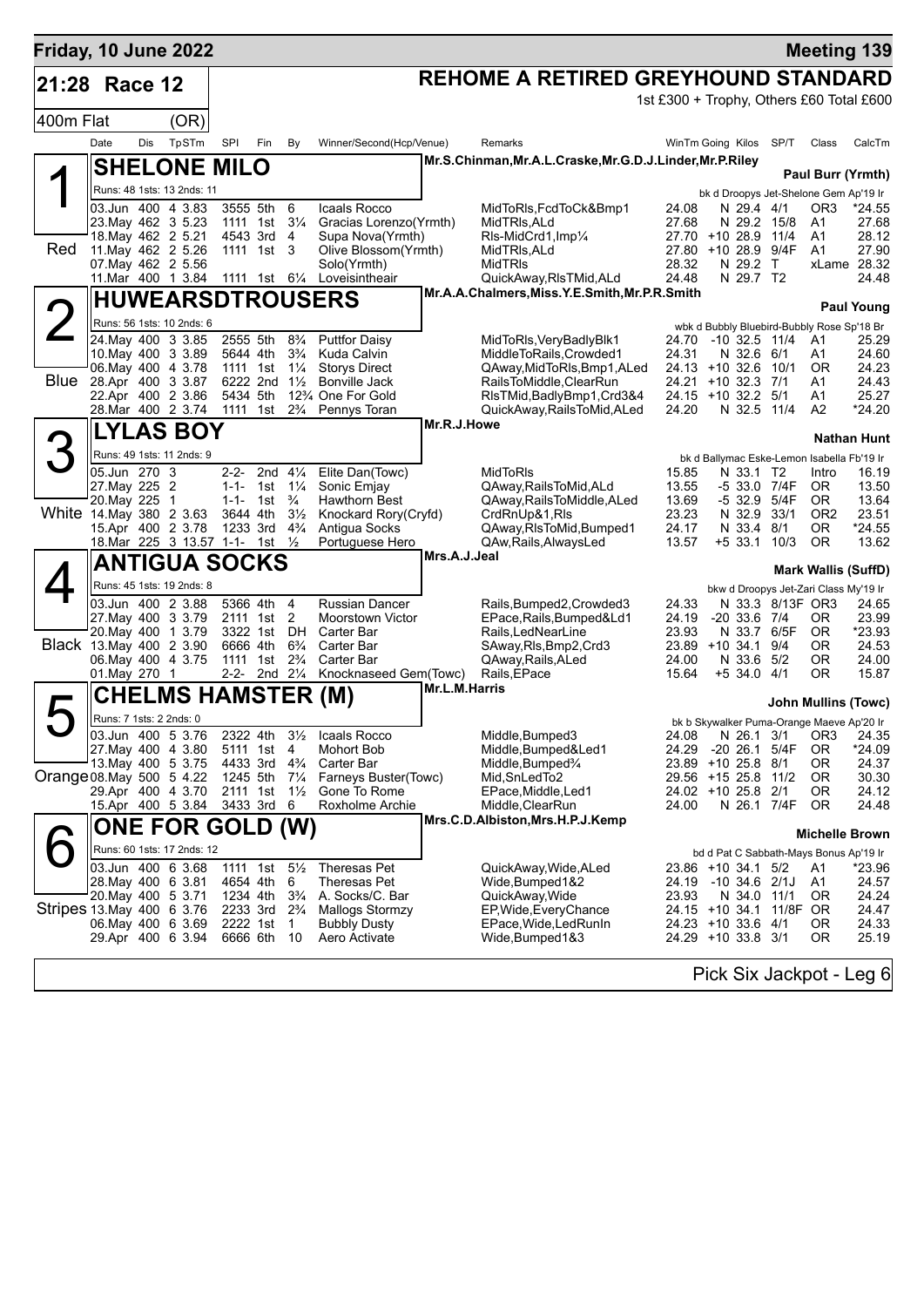# Friday, 10 June 2022 — Meeting 139

## 21:28 Race 12 — REHOME A RETIRED GREYHOUND STANDARD

400m Flat (OR)

1st £300 + Trophy, Others £60 Total £600

| Date | Dis | TpSTm | SPI | Fin | By | Winner/Second(Hcp/Venue) | Remarks | WinTm | Going | Kilos | SP/T | Class | CalcTm |
|---|---|---|---|---|---|---|---|---|---|---|---|---|---|

### 1 (Red) SHELONE MILO
Mr.S.Chinman,Mr.A.L.Craske,Mr.G.D.J.Linder,Mr.P.Riley — **Paul Burr (Yrmth)**

Runs: 48 1sts: 13 2nds: 11 — bk d Droopys Jet-Shelone Gem Ap'19 Ir

| Date | Dis | TpSTm | SPI | Fin | By | Winner/Second(Hcp/Venue) | Remarks | WinTm | Going | Kilos | SP/T | Class | CalcTm |
|---|---|---|---|---|---|---|---|---|---|---|---|---|---|
| 03.Jun | 400 | 4 3.83 | 3555 | 5th | 6 | Icaals Rocco | MidToRls,FcdToCk&Bmp1 | 24.08 | N | 29.4 | 4/1 | OR3 | *24.55 |
| 23.May | 462 | 3 5.23 | 1111 | 1st | 3¼ | Gracias Lorenzo(Yrmth) | MidTRls,ALd | 27.68 | N | 29.2 | 15/8 | A1 | 27.68 |
| 18.May | 462 | 2 5.21 | 4543 | 3rd | 4 | Supa Nova(Yrmth) | Rls-MidCrd1,Imp¼ | 27.70 | +10 | 28.9 | 11/4 | A1 | 28.12 |
| 11.May | 462 | 2 5.26 | 1111 | 1st | 3 | Olive Blossom(Yrmth) | MidTRls,ALd | 27.80 | +10 | 28.9 | 9/4F | A1 | 27.90 |
| 07.May | 462 | 2 5.56 | | | | Solo(Yrmth) | MidTRls | 28.32 | N | 29.2 | T | xLame | 28.32 |
| 11.Mar | 400 | 1 3.84 | 1111 | 1st | 6¼ | Loveisintheair | QuickAway,RlsTMid,ALd | 24.48 | N | 29.7 | T2 | | 24.48 |

### 2 (Blue) HUWEARSDTROUSERS
Mr.A.A.Chalmers,Miss.Y.E.Smith,Mr.P.R.Smith — **Paul Young**

Runs: 56 1sts: 10 2nds: 6 — wbk d Bubbly Bluebird-Bubbly Rose Sp'18 Br

| Date | Dis | TpSTm | SPI | Fin | By | Winner/Second(Hcp/Venue) | Remarks | WinTm | Going | Kilos | SP/T | Class | CalcTm |
|---|---|---|---|---|---|---|---|---|---|---|---|---|---|
| 24.May | 400 | 3 3.85 | 2555 | 5th | 8¾ | Puttfor Daisy | MidToRls,VeryBadlyBlk1 | 24.70 | -10 | 32.5 | 11/4 | A1 | 25.29 |
| 10.May | 400 | 3 3.89 | 5644 | 4th | 3¾ | Kuda Calvin | MiddleToRails,Crowded1 | 24.31 | N | 32.6 | 6/1 | A1 | 24.60 |
| 06.May | 400 | 4 3.78 | 1111 | 1st | 1¼ | Storys Direct | QAway,MidToRls,Bmp1,ALed | 24.13 | +10 | 32.6 | 10/1 | OR | 24.23 |
| 28.Apr | 400 | 3 3.87 | 6222 | 2nd | 1½ | Bonville Jack | RailsToMiddle,ClearRun | 24.21 | +10 | 32.3 | 7/1 | A1 | 24.43 |
| 22.Apr | 400 | 2 3.86 | 5434 | 5th | 12¾ | One For Gold | RlsTMid,BadlyBmp1,Crd3&4 | 24.15 | +10 | 32.5 | 5/1 | A1 | 25.27 |
| 28.Mar | 400 | 2 3.74 | 1111 | 1st | 2¾ | Pennys Toran | QuickAway,RailsToMid,ALed | 24.20 | N | 32.5 | 11/4 | A2 | *24.20 |

### 3 (White) LYLAS BOY
Mr.R.J.Howe — **Nathan Hunt**

Runs: 49 1sts: 11 2nds: 9 — bk d Ballymac Eske-Lemon Isabella Fb'19 Ir

| Date | Dis | TpSTm | SPI | Fin | By | Winner/Second(Hcp/Venue) | Remarks | WinTm | Going | Kilos | SP/T | Class | CalcTm |
|---|---|---|---|---|---|---|---|---|---|---|---|---|---|
| 05.Jun | 270 | 3 | 2-2- | 2nd | 4¼ | Elite Dan(Towc) | MidToRls | 15.85 | N | 33.1 | T2 | Intro | 16.19 |
| 27.May | 225 | 2 | 1-1- | 1st | 1¼ | Sonic Emjay | QAway,RailsToMid,ALd | 13.55 | -5 | 33.0 | 7/4F | OR | 13.50 |
| 20.May | 225 | 1 | 1-1- | 1st | ¾ | Hawthorn Best | QAway,RailsToMiddle,ALed | 13.69 | -5 | 32.9 | 5/4F | OR | 13.64 |
| 14.May | 380 | 2 3.63 | 3644 | 4th | 3½ | Knockard Rory(Cryfd) | CrdRnUp&1,Rls | 23.23 | N | 32.9 | 33/1 | OR2 | 23.51 |
| 15.Apr | 400 | 2 3.78 | 1233 | 3rd | 4¾ | Antigua Socks | QAway,RlsToMid,Bumped1 | 24.17 | N | 33.4 | 8/1 | OR | *24.55 |
| 18.Mar | 225 | 3 13.57 | 1-1- | 1st | ½ | Portuguese Hero | QAw,Rails,AlwaysLed | 13.57 | +5 | 33.1 | 10/3 | OR | 13.62 |

### 4 (Black) ANTIGUA SOCKS
Mrs.A.J.Jeal — **Mark Wallis (SuffD)**

Runs: 45 1sts: 19 2nds: 8 — bkw d Droopys Jet-Zari Class My'19 Ir

| Date | Dis | TpSTm | SPI | Fin | By | Winner/Second(Hcp/Venue) | Remarks | WinTm | Going | Kilos | SP/T | Class | CalcTm |
|---|---|---|---|---|---|---|---|---|---|---|---|---|---|
| 03.Jun | 400 | 2 3.88 | 5366 | 4th | 4 | Russian Dancer | Rails,Bumped2,Crowded3 | 24.33 | N | 33.3 | 8/13F | OR3 | 24.65 |
| 27.May | 400 | 3 3.79 | 2111 | 1st | 2 | Moorstown Victor | EPace,Rails,Bumped&Ld1 | 24.19 | -20 | 33.6 | 7/4 | OR | 23.99 |
| 20.May | 400 | 1 3.79 | 3322 | 1st | DH | Carter Bar | Rails,LedNearLine | 23.93 | N | 33.7 | 6/5F | OR | *23.93 |
| 13.May | 400 | 2 3.90 | 6666 | 4th | 6¾ | Carter Bar | SAway,Rls,Bmp2,Crd3 | 23.89 | +10 | 34.1 | 9/4 | OR | 24.53 |
| 06.May | 400 | 4 3.75 | 1111 | 1st | 2¾ | Carter Bar | QAway,Rails,ALed | 24.00 | N | 33.6 | 5/2 | OR | 24.00 |
| 01.May | 270 | 1 | 2-2- | 2nd | 2¼ | Knocknaseed Gem(Towc) | Rails,EPace | 15.64 | +5 | 34.0 | 4/1 | OR | 15.87 |

### 5 (Orange) CHELMS HAMSTER (M)
Mr.L.M.Harris — **John Mullins (Towc)**

Runs: 7 1sts: 2 2nds: 0 — bk b Skywalker Puma-Orange Maeve Ap'20 Ir

| Date | Dis | TpSTm | SPI | Fin | By | Winner/Second(Hcp/Venue) | Remarks | WinTm | Going | Kilos | SP/T | Class | CalcTm |
|---|---|---|---|---|---|---|---|---|---|---|---|---|---|
| 03.Jun | 400 | 5 3.76 | 2322 | 4th | 3½ | Icaals Rocco | Middle,Bumped3 | 24.08 | N | 26.1 | 3/1 | OR3 | 24.35 |
| 27.May | 400 | 4 3.80 | 5111 | 1st | 4 | Mohort Bob | Middle,Bumped&Led1 | 24.29 | -20 | 26.1 | 5/4F | OR | *24.09 |
| 13.May | 400 | 5 3.75 | 4433 | 3rd | 4¾ | Carter Bar | Middle,Bumped¾ | 23.89 | +10 | 25.8 | 8/1 | OR | 24.37 |
| 08.May | 500 | 5 4.22 | 1245 | 5th | 7¼ | Farneys Buster(Towc) | Mid,SnLedTo2 | 29.56 | +15 | 25.8 | 11/2 | OR | 30.30 |
| 29.Apr | 400 | 4 3.70 | 2111 | 1st | 1½ | Gone To Rome | EPace,Middle,Led1 | 24.02 | +10 | 25.8 | 2/1 | OR | 24.12 |
| 15.Apr | 400 | 5 3.84 | 3433 | 3rd | 6 | Roxholme Archie | Middle,ClearRun | 24.00 | N | 26.1 | 7/4F | OR | 24.48 |

### 6 (Stripes) ONE FOR GOLD (W)
Mrs.C.D.Albiston,Mrs.H.P.J.Kemp — **Michelle Brown**

Runs: 60 1sts: 17 2nds: 12 — bd d Pat C Sabbath-Mays Bonus Ap'19 Ir

| Date | Dis | TpSTm | SPI | Fin | By | Winner/Second(Hcp/Venue) | Remarks | WinTm | Going | Kilos | SP/T | Class | CalcTm |
|---|---|---|---|---|---|---|---|---|---|---|---|---|---|
| 03.Jun | 400 | 6 3.68 | 1111 | 1st | 5½ | Theresas Pet | QuickAway,Wide,ALed | 23.86 | +10 | 34.1 | 5/2 | A1 | *23.96 |
| 28.May | 400 | 6 3.81 | 4654 | 4th | 6 | Theresas Pet | Wide,Bumped1&2 | 24.19 | -10 | 34.6 | 2/1J | A1 | 24.57 |
| 20.May | 400 | 5 3.71 | 1234 | 4th | 3¾ | A. Socks/C. Bar | QuickAway,Wide | 23.93 | N | 34.0 | 11/1 | OR | 24.24 |
| 13.May | 400 | 6 3.76 | 2233 | 3rd | 2¾ | Mallogs Stormzy | EP,Wide,EveryChance | 24.15 | +10 | 34.1 | 11/8F | OR | 24.47 |
| 06.May | 400 | 6 3.69 | 2222 | 1st | 1 | Bubbly Dusty | EPace,Wide,LedRunIn | 24.23 | +10 | 33.6 | 4/1 | OR | 24.33 |
| 29.Apr | 400 | 6 3.94 | 6666 | 6th | 10 | Aero Activate | Wide,Bumped1&3 | 24.29 | +10 | 33.8 | 3/1 | OR | 25.19 |

Pick Six Jackpot - Leg 6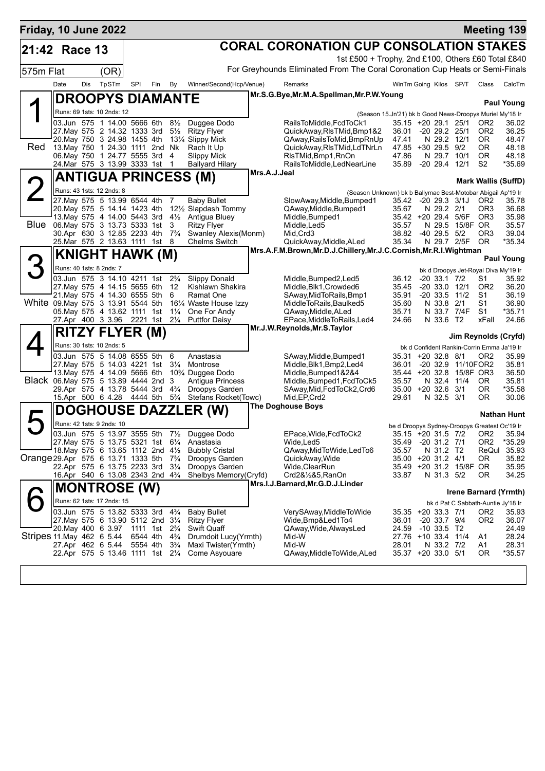**Friday, 10 June 2022** — **Meeting 139**

# 21:42 Race 13 — CORAL CORONATION CUP CONSOLATION STAKES

1st £500 + Trophy, 2nd £100, Others £60 Total £840

575m Flat (OR) — For Greyhounds Eliminated From The Coral Coronation Cup Heats or Semi-Finals

| Date | Dis | TpSTm | SPI | Fin | By | Winner/Second(Hcp/Venue) | Remarks | WinTm | Going | Kilos | SP/T | Class | CalcTm |
|---|---|---|---|---|---|---|---|---|---|---|---|---|---|

## 1 (Red) DROOPYS DIAMANTE

Mr.S.G.Bye,Mr.M.A.Spellman,Mr.P.W.Young — **Paul Young**

Runs: 69 1sts: 10 2nds: 12 — (Season 15.Jn'21) bk b Good News-Droopys Muriel My'18 Ir

| Date | Dis | TpSTm | SPI | Fin | By | Winner/Second(Hcp/Venue) | Remarks | WinTm | Going | Kilos | SP/T | Class | CalcTm |
|---|---|---|---|---|---|---|---|---|---|---|---|---|---|
| 03.Jun | 575 | 1 14.00 | 5666 | 6th | 8½ | Duggee Dodo | RailsToMiddle,FcdToCk1 | 35.15 | +20 | 29.1 | 25/1 | OR2 | 36.02 |
| 27.May | 575 | 2 14.32 | 1333 | 3rd | 5½ | Ritzy Flyer | QuickAway,RlsTMid,Bmp1&2 | 36.01 | -20 | 29.2 | 25/1 | OR2 | 36.25 |
| 20.May | 750 | 3 24.98 | 1455 | 4th | 13¼ | Slippy Mick | QAway,RailsToMid,BmpRnUp | 47.41 | N | 29.2 | 12/1 | OR | 48.47 |
| 13.May | 750 | 1 24.30 | 1111 | 2nd | Nk | Rach It Up | QuickAway,RlsTMid,LdTNrLn | 47.85 | +30 | 29.5 | 9/2 | OR | 48.18 |
| 06.May | 750 | 1 24.77 | 5555 | 3rd | 4 | Slippy Mick | RlsTMid,Bmp1,RnOn | 47.86 | N | 29.7 | 10/1 | OR | 48.18 |
| 24.Mar | 575 | 3 13.99 | 3333 | 1st | 1 | Ballyard Hilary | RailsToMiddle,LedNearLine | 35.89 | -20 | 29.4 | 12/1 | S2 | *35.69 |

## 2 (Blue) ANTIGUA PRINCESS (M)

Mrs.A.J.Jeal — **Mark Wallis (SuffD)**

Runs: 43 1sts: 12 2nds: 8 — (Season Unknown) bk b Ballymac Best-Motobar Abigail Ap'19 Ir

| Date | Dis | TpSTm | SPI | Fin | By | Winner/Second(Hcp/Venue) | Remarks | WinTm | Going | Kilos | SP/T | Class | CalcTm |
|---|---|---|---|---|---|---|---|---|---|---|---|---|---|
| 27.May | 575 | 5 13.99 | 6544 | 4th | 7 | Baby Bullet | SlowAway,Middle,Bumped1 | 35.42 | -20 | 29.3 | 3/1J | OR2 | 35.78 |
| 20.May | 575 | 5 14.14 | 1423 | 4th | 12½ | Slapdash Tommy | QAway,Middle,Bumped1 | 35.67 | N | 29.2 | 2/1 | OR3 | 36.68 |
| 13.May | 575 | 4 14.00 | 5443 | 3rd | 4½ | Antigua Bluey | Middle,Bumped1 | 35.42 | +20 | 29.4 | 5/6F | OR3 | 35.98 |
| 06.May | 575 | 3 13.73 | 5333 | 1st | 3 | Ritzy Flyer | Middle,Led5 | 35.57 | N | 29.5 | 15/8F | OR | 35.57 |
| 30.Apr | 630 | 3 12.85 | 2233 | 4th | 7¾ | Swanley Alexis(Monm) | Mid,Crd3 | 38.82 | -40 | 29.5 | 5/2 | OR3 | 39.04 |
| 25.Mar | 575 | 2 13.63 | 1111 | 1st | 8 | Chelms Switch | QuickAway,Middle,ALed | 35.34 | N | 29.7 | 2/5F | OR | *35.34 |

## 3 (White) KNIGHT HAWK (M)

Mrs.A.F.M.Brown,Mr.D.J.Chillery,Mr.J.C.Cornish,Mr.R.I.Wightman — **Paul Young**

Runs: 40 1sts: 8 2nds: 7 — bk d Droopys Jet-Royal Diva My'19 Ir

| Date | Dis | TpSTm | SPI | Fin | By | Winner/Second(Hcp/Venue) | Remarks | WinTm | Going | Kilos | SP/T | Class | CalcTm |
|---|---|---|---|---|---|---|---|---|---|---|---|---|---|
| 03.Jun | 575 | 3 14.10 | 4211 | 1st | 2¾ | Slippy Donald | Middle,Bumped2,Led5 | 36.12 | -20 | 33.1 | 7/2 | S1 | 35.92 |
| 27.May | 575 | 4 14.15 | 5655 | 6th | 12 | Kishlawn Shakira | Middle,Blk1,Crowded6 | 35.45 | -20 | 33.0 | 12/1 | OR2 | 36.20 |
| 21.May | 575 | 4 14.30 | 6555 | 5th | 6 | Ramat One | SAway,MidToRails,Bmp1 | 35.91 | -20 | 33.5 | 11/2 | S1 | 36.19 |
| 09.May | 575 | 3 13.91 | 5544 | 5th | 16¼ | Waste House Izzy | MiddleToRails,Baulked5 | 35.60 | N | 33.8 | 2/1 | S1 | 36.90 |
| 05.May | 575 | 4 13.62 | 1111 | 1st | 1¼ | One For Andy | QAway,Middle,ALed | 35.71 | N | 33.7 | 7/4F | S1 | *35.71 |
| 27.Apr | 400 | 3 3.96 | 2221 | 1st | 2¼ | Puttfor Daisy | EPace,MiddleToRails,Led4 | 24.66 | N | 33.6 | T2 | xFall | 24.66 |

## 4 (Black) RITZY FLYER (M)

Mr.J.W.Reynolds,Mr.S.Taylor — **Jim Reynolds (Cryfd)**

Runs: 30 1sts: 10 2nds: 5 — bk d Confident Rankin-Corrin Emma Ja'19 Ir

| Date | Dis | TpSTm | SPI | Fin | By | Winner/Second(Hcp/Venue) | Remarks | WinTm | Going | Kilos | SP/T | Class | CalcTm |
|---|---|---|---|---|---|---|---|---|---|---|---|---|---|
| 03.Jun | 575 | 5 14.08 | 6555 | 5th | 6 | Anastasia | SAway,Middle,Bumped1 | 35.31 | +20 | 32.8 | 8/1 | OR2 | 35.99 |
| 27.May | 575 | 5 14.03 | 4221 | 1st | 3¼ | Montrose | Middle,Blk1,Bmp2,Led4 | 36.01 | -20 | 32.9 | 11/10F | OR2 | 35.81 |
| 13.May | 575 | 4 14.09 | 5666 | 6th | 10¾ | Duggee Dodo | Middle,Bumped1&2&4 | 35.44 | +20 | 32.8 | 15/8F | OR3 | 36.50 |
| 06.May | 575 | 5 13.89 | 4444 | 2nd | 3 | Antigua Princess | Middle,Bumped1,FcdToCk5 | 35.57 | N | 32.4 | 11/4 | OR | 35.81 |
| 29.Apr | 575 | 4 13.78 | 5444 | 3rd | 4¾ | Droopys Garden | SAway,Mid,FcdToCk2,Crd6 | 35.00 | +20 | 32.6 | 3/1 | OR | *35.58 |
| 15.Apr | 500 | 6 4.28 | 4444 | 5th | 5¾ | Stefans Rocket(Towc) | Mid,EP,Crd2 | 29.61 | N | 32.5 | 3/1 | OR | 30.06 |

## 5 (Orange) DOGHOUSE DAZZLER (W)

The Doghouse Boys — **Nathan Hunt**

Runs: 42 1sts: 9 2nds: 10 — be d Droopys Sydney-Droopys Greatest Oc'19 Ir

| Date | Dis | TpSTm | SPI | Fin | By | Winner/Second(Hcp/Venue) | Remarks | WinTm | Going | Kilos | SP/T | Class | CalcTm |
|---|---|---|---|---|---|---|---|---|---|---|---|---|---|
| 03.Jun | 575 | 5 13.97 | 3555 | 5th | 7½ | Duggee Dodo | EPace,Wide,FcdToCk2 | 35.15 | +20 | 31.5 | 7/2 | OR2 | 35.94 |
| 27.May | 575 | 5 13.75 | 5321 | 1st | 6¼ | Anastasia | Wide,Led5 | 35.49 | -20 | 31.2 | 7/1 | OR2 | *35.29 |
| 18.May | 575 | 6 13.65 | 1112 | 2nd | 4½ | Bubbly Cristal | QAway,MidToWide,LedTo6 | 35.57 | N | 31.2 | T2 | ReQul | 35.93 |
| 29.Apr | 575 | 6 13.71 | 1333 | 5th | 7¾ | Droopys Garden | QuickAway,Wide | 35.00 | +20 | 31.2 | 4/1 | OR | 35.82 |
| 22.Apr | 575 | 6 13.75 | 2233 | 3rd | 3¼ | Droopys Garden | Wide,ClearRun | 35.49 | +20 | 31.2 | 15/8F | OR | 35.95 |
| 16.Apr | 540 | 6 13.08 | 2343 | 2nd | 4¾ | Shelbys Memory(Cryfd) | Crd2&½&5,RanOn | 33.87 | N | 31.3 | 5/2 | OR | 34.25 |

## 6 (Stripes) MONTROSE (W)

Mrs.I.J.Barnard,Mr.G.D.J.Linder — **Irene Barnard (Yrmth)**

Runs: 62 1sts: 17 2nds: 15 — bk d Pat C Sabbath-Auntie Jy'18 Ir

| Date | Dis | TpSTm | SPI | Fin | By | Winner/Second(Hcp/Venue) | Remarks | WinTm | Going | Kilos | SP/T | Class | CalcTm |
|---|---|---|---|---|---|---|---|---|---|---|---|---|---|
| 03.Jun | 575 | 5 13.82 | 5333 | 3rd | 4¾ | Baby Bullet | VerySAway,MiddleToWide | 35.35 | +20 | 33.3 | 7/1 | OR2 | 35.93 |
| 27.May | 575 | 6 13.90 | 5112 | 2nd | 3¼ | Ritzy Flyer | Wide,Bmp&Led1To4 | 36.01 | -20 | 33.7 | 9/4 | OR2 | 36.07 |
| 20.May | 400 | 6 3.97 | 1111 | 1st | 2¾ | Swift Quaff | QAway,Wide,AlwaysLed | 24.59 | -10 | 33.5 | T2 | | 24.49 |
| 11.May | 462 | 6 5.44 | 6544 | 4th | 4¾ | Drumdoit Lucy(Yrmth) | Mid-W | 27.76 | +10 | 33.4 | 11/4 | A1 | 28.24 |
| 27.Apr | 462 | 6 5.44 | 5554 | 4th | 3¾ | Maxi Twister(Yrmth) | Mid-W | 28.01 | N | 33.2 | 7/2 | A1 | 28.31 |
| 22.Apr | 575 | 5 13.46 | 1111 | 1st | 2¼ | Come Asyouare | QAway,MiddleToWide,ALed | 35.37 | +20 | 33.0 | 5/1 | OR | *35.57 |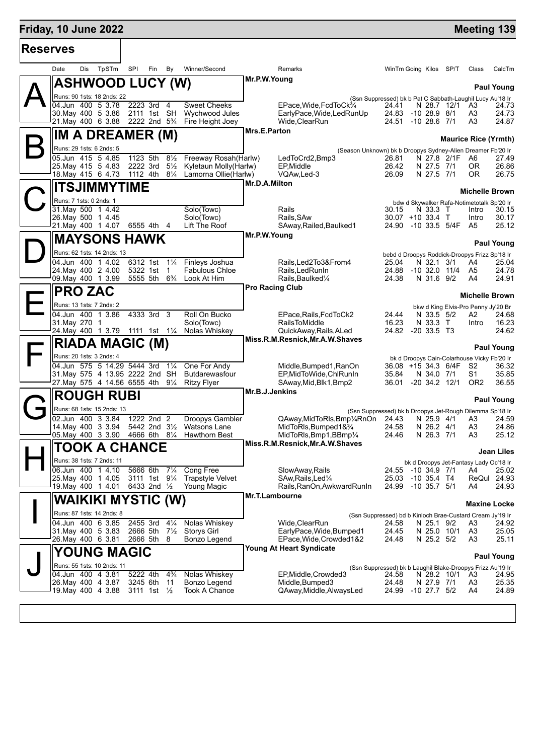**Friday, 10 June 2022** — **Meeting 139**

## Reserves

| Date | Dis | TpSTm | SPI | Fin | By | Winner/Second | Remarks | WinTm | Going | Kilos | SP/T | Class | CalcTm |
|---|---|---|---|---|---|---|---|---|---|---|---|---|---|

### A — ASHWOOD LUCY (W)

Mr.P.W.Young — **Paul Young**

Runs: 90 1sts: 18 2nds: 22 — (Ssn Suppressed) bk b Pat C Sabbath-Laughil Lucy Au'18 Ir

| Date | Dis | TpSTm | SPI | Fin | By | Winner/Second | Remarks | WinTm | Going | Kilos | SP/T | Class | CalcTm |
|---|---|---|---|---|---|---|---|---|---|---|---|---|---|
| 04.Jun | 400 | 5 3.78 | 2223 | 3rd | 4 | Sweet Cheeks | EPace,Wide,FcdToCk¾ | 24.41 | N | 28.7 | 12/1 | A3 | 24.73 |
| 30.May | 400 | 5 3.86 | 2111 | 1st | SH | Wychwood Jules | EarlyPace,Wide,LedRunUp | 24.83 | -10 | 28.9 | 8/1 | A3 | 24.73 |
| 21.May | 400 | 6 3.88 | 2222 | 2nd | 5¾ | Fire Height Joey | Wide,ClearRun | 24.51 | -10 | 28.6 | 7/1 | A3 | 24.87 |

### B — IM A DREAMER (M)

Mrs.E.Parton — **Maurice Rice (Yrmth)**

Runs: 29 1sts: 6 2nds: 5 — (Season Unknown) bk b Droopys Sydney-Alien Dreamer Fb'20 Ir

| Date | Dis | TpSTm | SPI | Fin | By | Winner/Second | Remarks | WinTm | Going | Kilos | SP/T | Class | CalcTm |
|---|---|---|---|---|---|---|---|---|---|---|---|---|---|
| 05.Jun | 415 | 5 4.85 | 1123 | 5th | 8½ | Freeway Rosah(Harlw) | LedToCrd2,Bmp3 | 26.81 | N | 27.8 | 2/1F | A6 | 27.49 |
| 25.May | 415 | 5 4.83 | 2222 | 3rd | 5½ | Kyletaun Molly(Harlw) | EP,Middle | 26.42 | N | 27.5 | 7/1 | OR | 26.86 |
| 18.May | 415 | 6 4.73 | 1112 | 4th | 8¼ | Lamorna Ollie(Harlw) | VQAw,Led-3 | 26.09 | N | 27.5 | 7/1 | OR | 26.75 |

### C — ITSJIMMYTIME

Mr.D.A.Milton — **Michelle Brown**

Runs: 7 1sts: 0 2nds: 1 — bdw d Skywalker Rafa-Notimetotalk Sp'20 Ir

| Date | Dis | TpSTm | SPI | Fin | By | Winner/Second | Remarks | WinTm | Going | Kilos | SP/T | Class | CalcTm |
|---|---|---|---|---|---|---|---|---|---|---|---|---|---|
| 31.May | 500 | 1 4.42 | | | | Solo(Towc) | Rails | 30.15 | N | 33.3 | T | Intro | 30.15 |
| 26.May | 500 | 1 4.45 | | | | Solo(Towc) | Rails,SAw | 30.07 | +10 | 33.4 | T | Intro | 30.17 |
| 21.May | 400 | 1 4.07 | 6555 | 4th | 4 | Lift The Roof | SAway,Railed,Baulked1 | 24.90 | -10 | 33.5 | 5/4F | A5 | 25.12 |

### D — MAYSONS HAWK

Mr.P.W.Young — **Paul Young**

Runs: 62 1sts: 14 2nds: 13 — bebd d Droopys Roddick-Droopys Frizz Sp'18 Ir

| Date | Dis | TpSTm | SPI | Fin | By | Winner/Second | Remarks | WinTm | Going | Kilos | SP/T | Class | CalcTm |
|---|---|---|---|---|---|---|---|---|---|---|---|---|---|
| 04.Jun | 400 | 1 4.02 | 6312 | 1st | 1¼ | Finleys Joshua | Rails,Led2To3&From4 | 25.04 | N | 32.1 | 3/1 | A4 | 25.04 |
| 24.May | 400 | 2 4.00 | 5322 | 1st | 1 | Fabulous Chloe | Rails,LedRunIn | 24.88 | -10 | 32.0 | 11/4 | A5 | 24.78 |
| 09.May | 400 | 1 3.99 | 5555 | 5th | 6¾ | Look At Him | Rails,Baulked¼ | 24.38 | N | 31.6 | 9/2 | A4 | 24.91 |

### E — PRO ZAC

Pro Racing Club — **Michelle Brown**

Runs: 13 1sts: 7 2nds: 2 — bkw d King Elvis-Pro Penny Jy'20 Br

| Date | Dis | TpSTm | SPI | Fin | By | Winner/Second | Remarks | WinTm | Going | Kilos | SP/T | Class | CalcTm |
|---|---|---|---|---|---|---|---|---|---|---|---|---|---|
| 04.Jun | 400 | 1 3.86 | 4333 | 3rd | 3 | Roll On Bucko | EPace,Rails,FcdToCk2 | 24.44 | N | 33.5 | 5/2 | A2 | 24.68 |
| 31.May | 270 | 1 | | | | Solo(Towc) | RailsToMiddle | 16.23 | N | 33.3 | T | Intro | 16.23 |
| 24.May | 400 | 1 3.79 | 1111 | 1st | 1¼ | Nolas Whiskey | QuickAway,Rails,ALed | 24.82 | -20 | 33.5 | T3 | | 24.62 |

### F — RIADA MAGIC (M)

Miss.R.M.Resnick,Mr.A.W.Shaves — **Paul Young**

Runs: 20 1sts: 3 2nds: 4 — bk d Droopys Cain-Colarhouse Vicky Fb'20 Ir

| Date | Dis | TpSTm | SPI | Fin | By | Winner/Second | Remarks | WinTm | Going | Kilos | SP/T | Class | CalcTm |
|---|---|---|---|---|---|---|---|---|---|---|---|---|---|
| 04.Jun | 575 | 5 14.29 | 5444 | 3rd | 1¼ | One For Andy | Middle,Bumped1,RanOn | 36.08 | +15 | 34.3 | 6/4F | S2 | 36.32 |
| 31.May | 575 | 4 13.95 | 2222 | 2nd | SH | Butdarewasfour | EP,MidToWide,ChlRunIn | 35.84 | N | 34.0 | 7/1 | S1 | 35.85 |
| 27.May | 575 | 4 14.56 | 6555 | 4th | 9¼ | Ritzy Flyer | SAway,Mid,Blk1,Bmp2 | 36.01 | -20 | 34.2 | 12/1 | OR2 | 36.55 |

### G — ROUGH RUBI

Mr.B.J.Jenkins — **Paul Young**

Runs: 68 1sts: 15 2nds: 13 — (Ssn Suppressed) bk b Droopys Jet-Rough Dilemma Sp'18 Ir

| Date | Dis | TpSTm | SPI | Fin | By | Winner/Second | Remarks | WinTm | Going | Kilos | SP/T | Class | CalcTm |
|---|---|---|---|---|---|---|---|---|---|---|---|---|---|
| 02.Jun | 400 | 3 3.84 | 1222 | 2nd | 2 | Droopys Gambler | QAway,MidToRls,Bmp¼RnOn | 24.43 | N | 25.9 | 4/1 | A3 | 24.59 |
| 14.May | 400 | 3 3.94 | 5442 | 2nd | 3½ | Watsons Lane | MidToRls,Bumped1&¾ | 24.58 | N | 26.2 | 4/1 | A3 | 24.86 |
| 05.May | 400 | 3 3.90 | 4666 | 6th | 8¼ | Hawthorn Best | MidToRls,Bmp1,BBmp¼ | 24.46 | N | 26.3 | 7/1 | A3 | 25.12 |

### H — TOOK A CHANCE

Miss.R.M.Resnick,Mr.A.W.Shaves — **Jean Liles**

Runs: 38 1sts: 7 2nds: 11 — bk d Droopys Jet-Fantasy Lady Oc'18 Ir

| Date | Dis | TpSTm | SPI | Fin | By | Winner/Second | Remarks | WinTm | Going | Kilos | SP/T | Class | CalcTm |
|---|---|---|---|---|---|---|---|---|---|---|---|---|---|
| 06.Jun | 400 | 1 4.10 | 5666 | 6th | 7¼ | Cong Free | SlowAway,Rails | 24.55 | -10 | 34.9 | 7/1 | A4 | 25.02 |
| 25.May | 400 | 1 4.05 | 3111 | 1st | 9¼ | Trapstyle Velvet | SAw,Rails,Led¼ | 25.03 | -10 | 35.4 | T4 | ReQul | 24.93 |
| 19.May | 400 | 1 4.01 | 6433 | 2nd | ½ | Young Magic | Rails,RanOn,AwkwardRunIn | 24.99 | -10 | 35.7 | 5/1 | A4 | 24.93 |

### I — WAIKIKI MYSTIC (W)

Mr.T.Lambourne — **Maxine Locke**

Runs: 87 1sts: 14 2nds: 8 — (Ssn Suppressed) bd b Kinloch Brae-Custard Cream Jy'19 Ir

| Date | Dis | TpSTm | SPI | Fin | By | Winner/Second | Remarks | WinTm | Going | Kilos | SP/T | Class | CalcTm |
|---|---|---|---|---|---|---|---|---|---|---|---|---|---|
| 04.Jun | 400 | 6 3.85 | 2455 | 3rd | 4¼ | Nolas Whiskey | Wide,ClearRun | 24.58 | N | 25.1 | 9/2 | A3 | 24.92 |
| 31.May | 400 | 5 3.83 | 2666 | 5th | 7½ | Storys Girl | EarlyPace,Wide,Bumped1 | 24.45 | N | 25.0 | 10/1 | A3 | 25.05 |
| 26.May | 400 | 6 3.81 | 2666 | 5th | 8 | Bonzo Legend | EPace,Wide,Crowded1&2 | 24.48 | N | 25.2 | 5/2 | A3 | 25.11 |

### J — YOUNG MAGIC

Young At Heart Syndicate — **Paul Young**

Runs: 55 1sts: 10 2nds: 11 — (Ssn Suppressed) bk b Laughil Blake-Droopys Frizz Au'19 Ir

| Date | Dis | TpSTm | SPI | Fin | By | Winner/Second | Remarks | WinTm | Going | Kilos | SP/T | Class | CalcTm |
|---|---|---|---|---|---|---|---|---|---|---|---|---|---|
| 04.Jun | 400 | 4 3.81 | 5222 | 4th | 4¾ | Nolas Whiskey | EP,Middle,Crowded3 | 24.58 | N | 28.2 | 10/1 | A3 | 24.95 |
| 26.May | 400 | 4 3.87 | 3245 | 6th | 11 | Bonzo Legend | Middle,Bumped3 | 24.48 | N | 27.9 | 7/1 | A3 | 25.35 |
| 19.May | 400 | 4 3.88 | 3111 | 1st | ½ | Took A Chance | QAway,Middle,AlwaysLed | 24.99 | -10 | 27.7 | 5/2 | A4 | 24.89 |